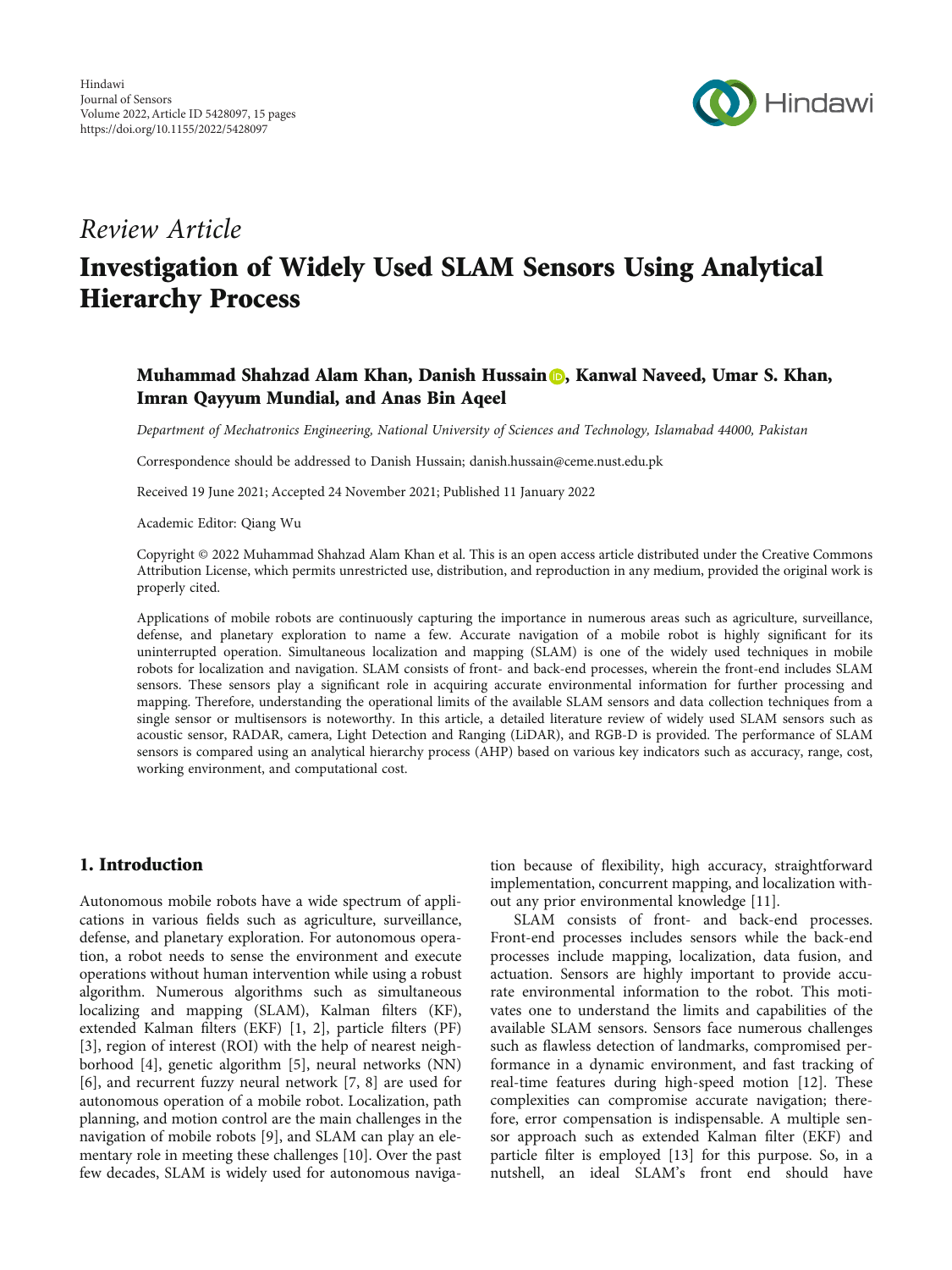Hindawi
Journal of Sensors
Volume 2022, Article ID 5428097, 15 pages
https://doi.org/10.1155/2022/5428097

*Review Article*

# Investigation of Widely Used SLAM Sensors Using Analytical Hierarchy Process

**Muhammad Shahzad Alam Khan, Danish Hussain, Kanwal Naveed, Umar S. Khan, Imran Qayyum Mundial, and Anas Bin Aqeel**

*Department of Mechatronics Engineering, National University of Sciences and Technology, Islamabad 44000, Pakistan*

Correspondence should be addressed to Danish Hussain; danish.hussain@ceme.nust.edu.pk

Received 19 June 2021; Accepted 24 November 2021; Published 11 January 2022

Academic Editor: Qiang Wu

Copyright © 2022 Muhammad Shahzad Alam Khan et al. This is an open access article distributed under the Creative Commons Attribution License, which permits unrestricted use, distribution, and reproduction in any medium, provided the original work is properly cited.

Applications of mobile robots are continuously capturing the importance in numerous areas such as agriculture, surveillance, defense, and planetary exploration to name a few. Accurate navigation of a mobile robot is highly significant for its uninterrupted operation. Simultaneous localization and mapping (SLAM) is one of the widely used techniques in mobile robots for localization and navigation. SLAM consists of front- and back-end processes, wherein the front-end includes SLAM sensors. These sensors play a significant role in acquiring accurate environmental information for further processing and mapping. Therefore, understanding the operational limits of the available SLAM sensors and data collection techniques from a single sensor or multisensors is noteworthy. In this article, a detailed literature review of widely used SLAM sensors such as acoustic sensor, RADAR, camera, Light Detection and Ranging (LiDAR), and RGB-D is provided. The performance of SLAM sensors is compared using an analytical hierarchy process (AHP) based on various key indicators such as accuracy, range, cost, working environment, and computational cost.

## 1. Introduction

Autonomous mobile robots have a wide spectrum of applications in various fields such as agriculture, surveillance, defense, and planetary exploration. For autonomous operation, a robot needs to sense the environment and execute operations without human intervention while using a robust algorithm. Numerous algorithms such as simultaneous localizing and mapping (SLAM), Kalman filters (KF), extended Kalman filters (EKF) [1, 2], particle filters (PF) [3], region of interest (ROI) with the help of nearest neighborhood [4], genetic algorithm [5], neural networks (NN) [6], and recurrent fuzzy neural network [7, 8] are used for autonomous operation of a mobile robot. Localization, path planning, and motion control are the main challenges in the navigation of mobile robots [9], and SLAM can play an elementary role in meeting these challenges [10]. Over the past few decades, SLAM is widely used for autonomous navigation because of flexibility, high accuracy, straightforward implementation, concurrent mapping, and localization without any prior environmental knowledge [11].

SLAM consists of front- and back-end processes. Front-end processes includes sensors while the back-end processes include mapping, localization, data fusion, and actuation. Sensors are highly important to provide accurate environmental information to the robot. This motivates one to understand the limits and capabilities of the available SLAM sensors. Sensors face numerous challenges such as flawless detection of landmarks, compromised performance in a dynamic environment, and fast tracking of real-time features during high-speed motion [12]. These complexities can compromise accurate navigation; therefore, error compensation is indispensable. A multiple sensor approach such as extended Kalman filter (EKF) and particle filter is employed [13] for this purpose. So, in a nutshell, an ideal SLAM's front end should have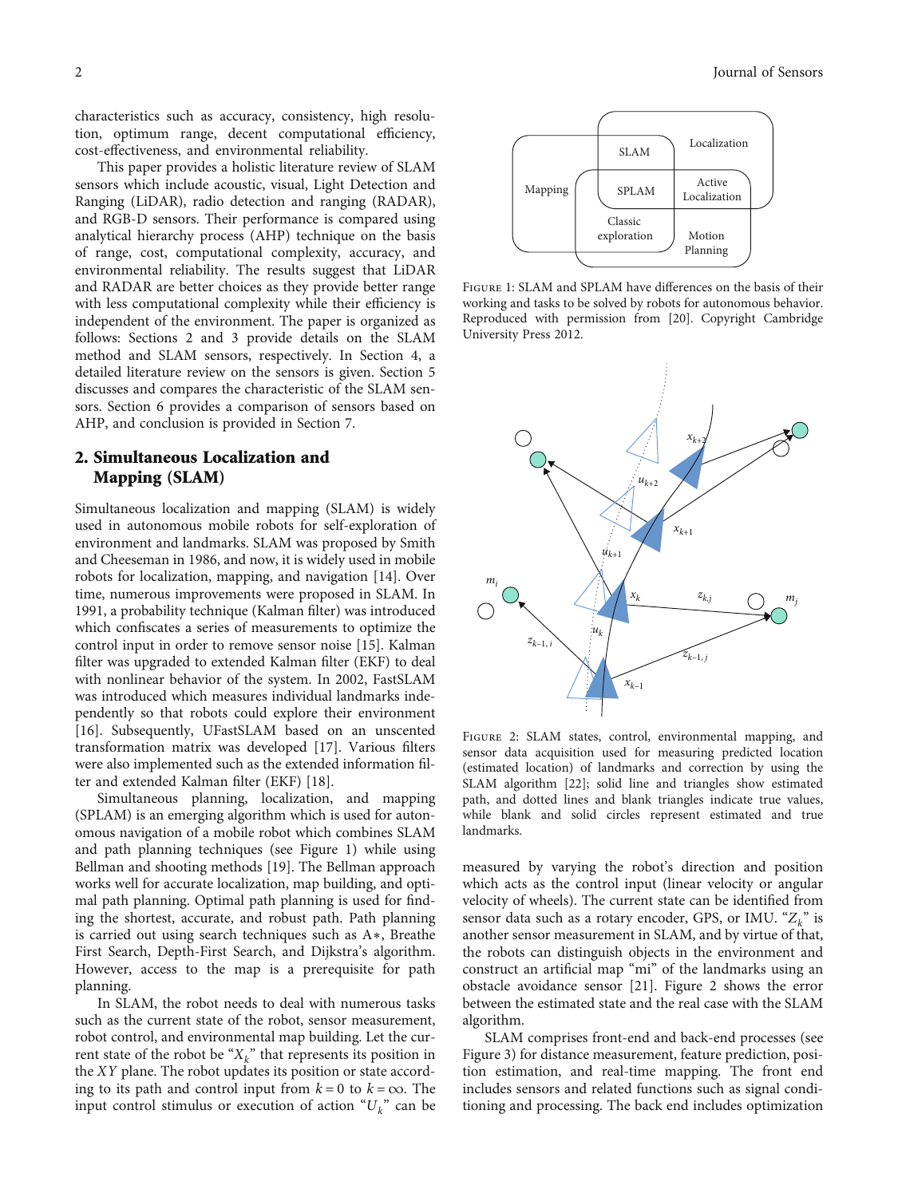characteristics such as accuracy, consistency, high resolution, optimum range, decent computational efficiency, cost-effectiveness, and environmental reliability.

This paper provides a holistic literature review of SLAM sensors which include acoustic, visual, Light Detection and Ranging (LiDAR), radio detection and ranging (RADAR), and RGB-D sensors. Their performance is compared using analytical hierarchy process (AHP) technique on the basis of range, cost, computational complexity, accuracy, and environmental reliability. The results suggest that LiDAR and RADAR are better choices as they provide better range with less computational complexity while their efficiency is independent of the environment. The paper is organized as follows: Sections 2 and 3 provide details on the SLAM method and SLAM sensors, respectively. In Section 4, a detailed literature review on the sensors is given. Section 5 discusses and compares the characteristic of the SLAM sensors. Section 6 provides a comparison of sensors based on AHP, and conclusion is provided in Section 7.

## 2. Simultaneous Localization and Mapping (SLAM)

Simultaneous localization and mapping (SLAM) is widely used in autonomous mobile robots for self-exploration of environment and landmarks. SLAM was proposed by Smith and Cheeseman in 1986, and now, it is widely used in mobile robots for localization, mapping, and navigation [14]. Over time, numerous improvements were proposed in SLAM. In 1991, a probability technique (Kalman filter) was introduced which confiscates a series of measurements to optimize the control input in order to remove sensor noise [15]. Kalman filter was upgraded to extended Kalman filter (EKF) to deal with nonlinear behavior of the system. In 2002, FastSLAM was introduced which measures individual landmarks independently so that robots could explore their environment [16]. Subsequently, UFastSLAM based on an unscented transformation matrix was developed [17]. Various filters were also implemented such as the extended information filter and extended Kalman filter (EKF) [18].

Simultaneous planning, localization, and mapping (SPLAM) is an emerging algorithm which is used for autonomous navigation of a mobile robot which combines SLAM and path planning techniques (see Figure 1) while using Bellman and shooting methods [19]. The Bellman approach works well for accurate localization, map building, and optimal path planning. Optimal path planning is used for finding the shortest, accurate, and robust path. Path planning is carried out using search techniques such as A∗, Breathe First Search, Depth-First Search, and Dijkstra's algorithm. However, access to the map is a prerequisite for path planning.

In SLAM, the robot needs to deal with numerous tasks such as the current state of the robot, sensor measurement, robot control, and environmental map building. Let the current state of the robot be "$X_k$" that represents its position in the $XY$ plane. The robot updates its position or state according to its path and control input from $k = 0$ to $k = \infty$. The input control stimulus or execution of action "$U_k$" can be measured by varying the robot's direction and position which acts as the control input (linear velocity or angular velocity of wheels). The current state can be identified from sensor data such as a rotary encoder, GPS, or IMU. "$Z_k$" is another sensor measurement in SLAM, and by virtue of that, the robots can distinguish objects in the environment and construct an artificial map "mi" of the landmarks using an obstacle avoidance sensor [21]. Figure 2 shows the error between the estimated state and the real case with the SLAM algorithm.

SLAM comprises front-end and back-end processes (see Figure 3) for distance measurement, feature prediction, position estimation, and real-time mapping. The front end includes sensors and related functions such as signal conditioning and processing. The back end includes optimization

Figure 1: SLAM and SPLAM have differences on the basis of their working and tasks to be solved by robots for autonomous behavior. Reproduced with permission from [20]. Copyright Cambridge University Press 2012.

Figure 2: SLAM states, control, environmental mapping, and sensor data acquisition used for measuring predicted location (estimated location) of landmarks and correction by using the SLAM algorithm [22]; solid line and triangles show estimated path, and dotted lines and blank triangles indicate true values, while blank and solid circles represent estimated and true landmarks.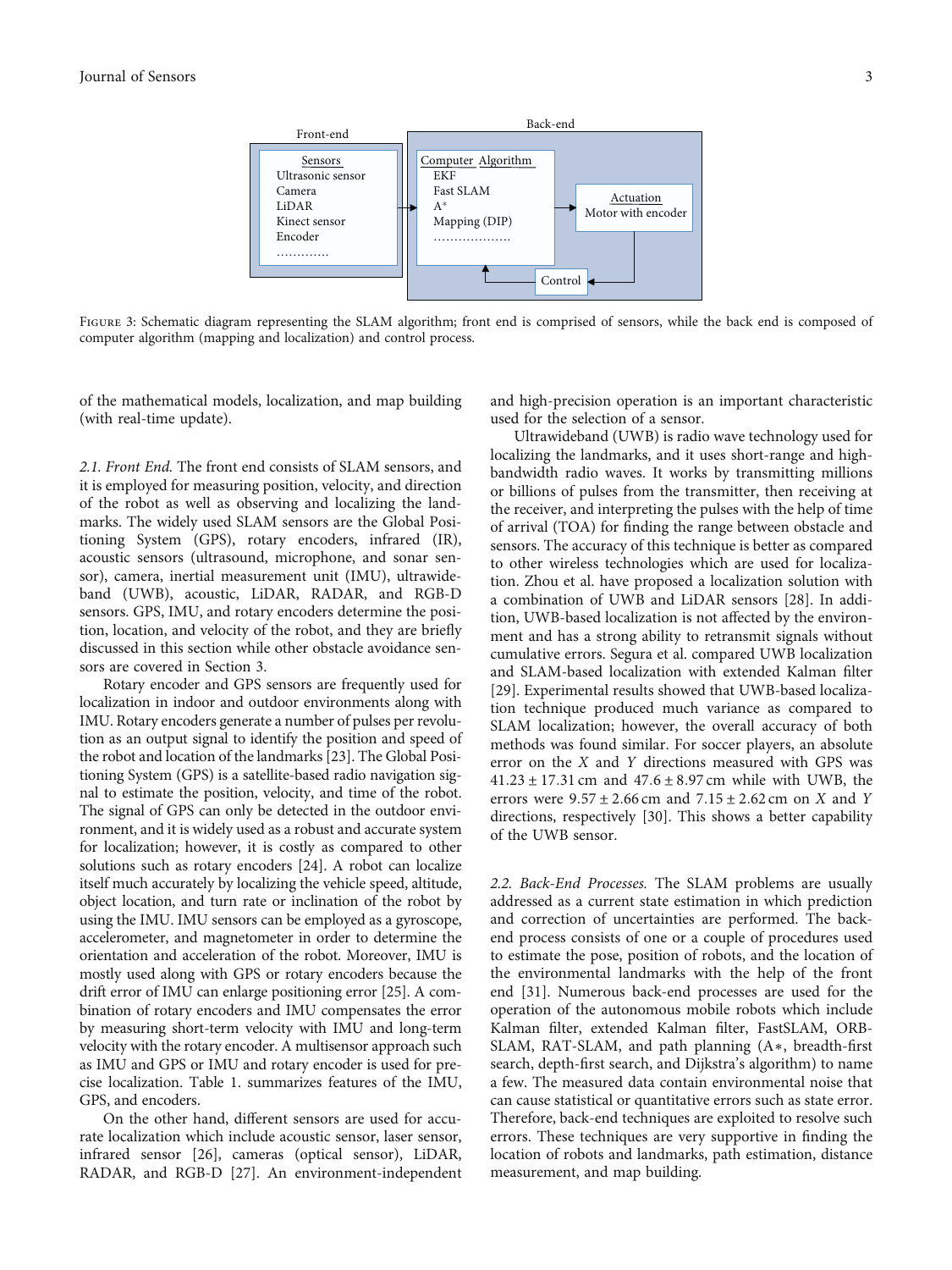Front-end

Sensors
Ultrasonic sensor
Camera
LiDAR
Kinect sensor
Encoder
…………

Back-end

Computer Algorithm
EKF
Fast SLAM
A*
Mapping (DIP)
………………

Actuation
Motor with encoder

Control

Figure 3: Schematic diagram representing the SLAM algorithm; front end is comprised of sensors, while the back end is composed of computer algorithm (mapping and localization) and control process.

of the mathematical models, localization, and map building (with real-time update).

*2.1. Front End.* The front end consists of SLAM sensors, and it is employed for measuring position, velocity, and direction of the robot as well as observing and localizing the landmarks. The widely used SLAM sensors are the Global Positioning System (GPS), rotary encoders, infrared (IR), acoustic sensors (ultrasound, microphone, and sonar sensor), camera, inertial measurement unit (IMU), ultrawideband (UWB), acoustic, LiDAR, RADAR, and RGB-D sensors. GPS, IMU, and rotary encoders determine the position, location, and velocity of the robot, and they are briefly discussed in this section while other obstacle avoidance sensors are covered in Section 3.

Rotary encoder and GPS sensors are frequently used for localization in indoor and outdoor environments along with IMU. Rotary encoders generate a number of pulses per revolution as an output signal to identify the position and speed of the robot and location of the landmarks [23]. The Global Positioning System (GPS) is a satellite-based radio navigation signal to estimate the position, velocity, and time of the robot. The signal of GPS can only be detected in the outdoor environment, and it is widely used as a robust and accurate system for localization; however, it is costly as compared to other solutions such as rotary encoders [24]. A robot can localize itself much accurately by localizing the vehicle speed, altitude, object location, and turn rate or inclination of the robot by using the IMU. IMU sensors can be employed as a gyroscope, accelerometer, and magnetometer in order to determine the orientation and acceleration of the robot. Moreover, IMU is mostly used along with GPS or rotary encoders because the drift error of IMU can enlarge positioning error [25]. A combination of rotary encoders and IMU compensates the error by measuring short-term velocity with IMU and long-term velocity with the rotary encoder. A multisensor approach such as IMU and GPS or IMU and rotary encoder is used for precise localization. Table 1. summarizes features of the IMU, GPS, and encoders.

On the other hand, different sensors are used for accurate localization which include acoustic sensor, laser sensor, infrared sensor [26], cameras (optical sensor), LiDAR, RADAR, and RGB-D [27]. An environment-independent and high-precision operation is an important characteristic used for the selection of a sensor.

Ultrawideband (UWB) is radio wave technology used for localizing the landmarks, and it uses short-range and high-bandwidth radio waves. It works by transmitting millions or billions of pulses from the transmitter, then receiving at the receiver, and interpreting the pulses with the help of time of arrival (TOA) for finding the range between obstacle and sensors. The accuracy of this technique is better as compared to other wireless technologies which are used for localization. Zhou et al. have proposed a localization solution with a combination of UWB and LiDAR sensors [28]. In addition, UWB-based localization is not affected by the environment and has a strong ability to retransmit signals without cumulative errors. Segura et al. compared UWB localization and SLAM-based localization with extended Kalman filter [29]. Experimental results showed that UWB-based localization technique produced much variance as compared to SLAM localization; however, the overall accuracy of both methods was found similar. For soccer players, an absolute error on the $X$ and $Y$ directions measured with GPS was $41.23 \pm 17.31$ cm and $47.6 \pm 8.97$ cm while with UWB, the errors were $9.57 \pm 2.66$ cm and $7.15 \pm 2.62$ cm on $X$ and $Y$ directions, respectively [30]. This shows a better capability of the UWB sensor.

*2.2. Back-End Processes.* The SLAM problems are usually addressed as a current state estimation in which prediction and correction of uncertainties are performed. The back-end process consists of one or a couple of procedures used to estimate the pose, position of robots, and the location of the environmental landmarks with the help of the front end [31]. Numerous back-end processes are used for the operation of the autonomous mobile robots which include Kalman filter, extended Kalman filter, FastSLAM, ORB-SLAM, RAT-SLAM, and path planning (A*, breadth-first search, depth-first search, and Dijkstra's algorithm) to name a few. The measured data contain environmental noise that can cause statistical or quantitative errors such as state error. Therefore, back-end techniques are exploited to resolve such errors. These techniques are very supportive in finding the location of robots and landmarks, path estimation, distance measurement, and map building.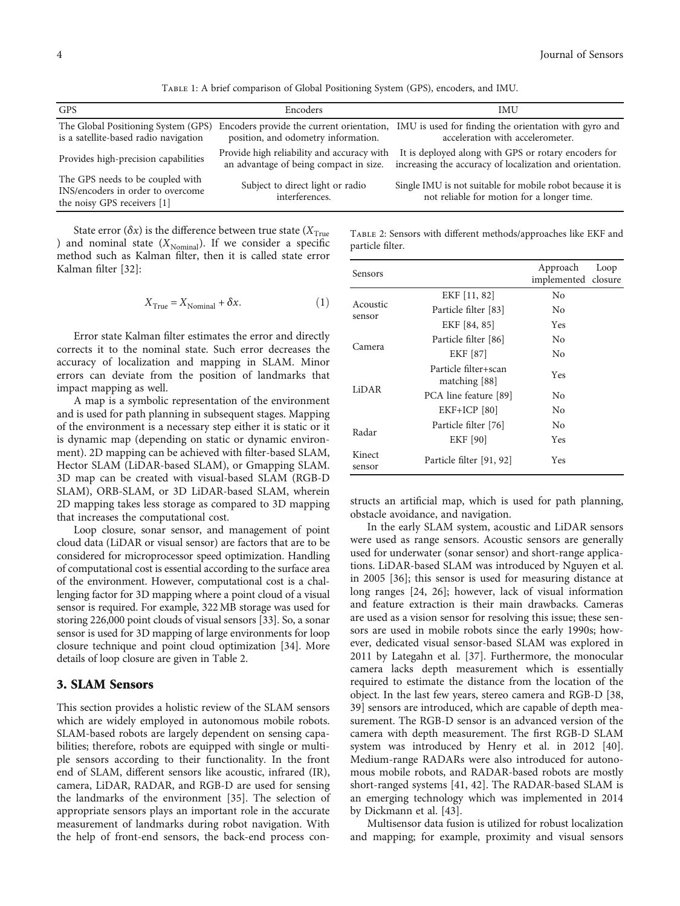Table 1: A brief comparison of Global Positioning System (GPS), encoders, and IMU.

| GPS | Encoders | IMU |
|---|---|---|
| The Global Positioning System (GPS) is a satellite-based radio navigation | Encoders provide the current orientation, position, and odometry information. | IMU is used for finding the orientation with gyro and acceleration with accelerometer. |
| Provides high-precision capabilities | Provide high reliability and accuracy with an advantage of being compact in size. | It is deployed along with GPS or rotary encoders for increasing the accuracy of localization and orientation. |
| The GPS needs to be coupled with INS/encoders in order to overcome the noisy GPS receivers [1] | Subject to direct light or radio interferences. | Single IMU is not suitable for mobile robot because it is not reliable for motion for a longer time. |

State error ($\delta x$) is the difference between true state ($X_{\text{True}}$) and nominal state ($X_{\text{Nominal}}$). If we consider a specific method such as Kalman filter, then it is called state error Kalman filter [32]:

$$X_{\text{True}} = X_{\text{Nominal}} + \delta x. \tag{1}$$

Error state Kalman filter estimates the error and directly corrects it to the nominal state. Such error decreases the accuracy of localization and mapping in SLAM. Minor errors can deviate from the position of landmarks that impact mapping as well.

A map is a symbolic representation of the environment and is used for path planning in subsequent stages. Mapping of the environment is a necessary step either it is static or it is dynamic map (depending on static or dynamic environment). 2D mapping can be achieved with filter-based SLAM, Hector SLAM (LiDAR-based SLAM), or Gmapping SLAM. 3D map can be created with visual-based SLAM (RGB-D SLAM), ORB-SLAM, or 3D LiDAR-based SLAM, wherein 2D mapping takes less storage as compared to 3D mapping that increases the computational cost.

Loop closure, sonar sensor, and management of point cloud data (LiDAR or visual sensor) are factors that are to be considered for microprocessor speed optimization. Handling of computational cost is essential according to the surface area of the environment. However, computational cost is a challenging factor for 3D mapping where a point cloud of a visual sensor is required. For example, 322 MB storage was used for storing 226,000 point clouds of visual sensors [33]. So, a sonar sensor is used for 3D mapping of large environments for loop closure technique and point cloud optimization [34]. More details of loop closure are given in Table 2.

## 3. SLAM Sensors

This section provides a holistic review of the SLAM sensors which are widely employed in autonomous mobile robots. SLAM-based robots are largely dependent on sensing capabilities; therefore, robots are equipped with single or multiple sensors according to their functionality. In the front end of SLAM, different sensors like acoustic, infrared (IR), camera, LiDAR, RADAR, and RGB-D are used for sensing the landmarks of the environment [35]. The selection of appropriate sensors plays an important role in the accurate measurement of landmarks during robot navigation. With the help of front-end sensors, the back-end process constructs an artificial map, which is used for path planning, obstacle avoidance, and navigation.

Table 2: Sensors with different methods/approaches like EKF and particle filter.

| Sensors | Approach implemented | Loop closure |
|---|---|---|
| Acoustic sensor | EKF [11, 82] | No |
| | Particle filter [83] | No |
| Camera | EKF [84, 85] | Yes |
| | Particle filter [86] | No |
| | EKF [87] | No |
| LiDAR | Particle filter+scan matching [88] | Yes |
| | PCA line feature [89] | No |
| | EKF+ICP [80] | No |
| Radar | Particle filter [76] | No |
| | EKF [90] | Yes |
| Kinect sensor | Particle filter [91, 92] | Yes |

In the early SLAM system, acoustic and LiDAR sensors were used as range sensors. Acoustic sensors are generally used for underwater (sonar sensor) and short-range applications. LiDAR-based SLAM was introduced by Nguyen et al. in 2005 [36]; this sensor is used for measuring distance at long ranges [24, 26]; however, lack of visual information and feature extraction is their main drawbacks. Cameras are used as a vision sensor for resolving this issue; these sensors are used in mobile robots since the early 1990s; however, dedicated visual sensor-based SLAM was explored in 2011 by Lategahn et al. [37]. Furthermore, the monocular camera lacks depth measurement which is essentially required to estimate the distance from the location of the object. In the last few years, stereo camera and RGB-D [38, 39] sensors are introduced, which are capable of depth measurement. The RGB-D sensor is an advanced version of the camera with depth measurement. The first RGB-D SLAM system was introduced by Henry et al. in 2012 [40]. Medium-range RADARs were also introduced for autonomous mobile robots, and RADAR-based robots are mostly short-ranged systems [41, 42]. The RADAR-based SLAM is an emerging technology which was implemented in 2014 by Dickmann et al. [43].

Multisensor data fusion is utilized for robust localization and mapping; for example, proximity and visual sensors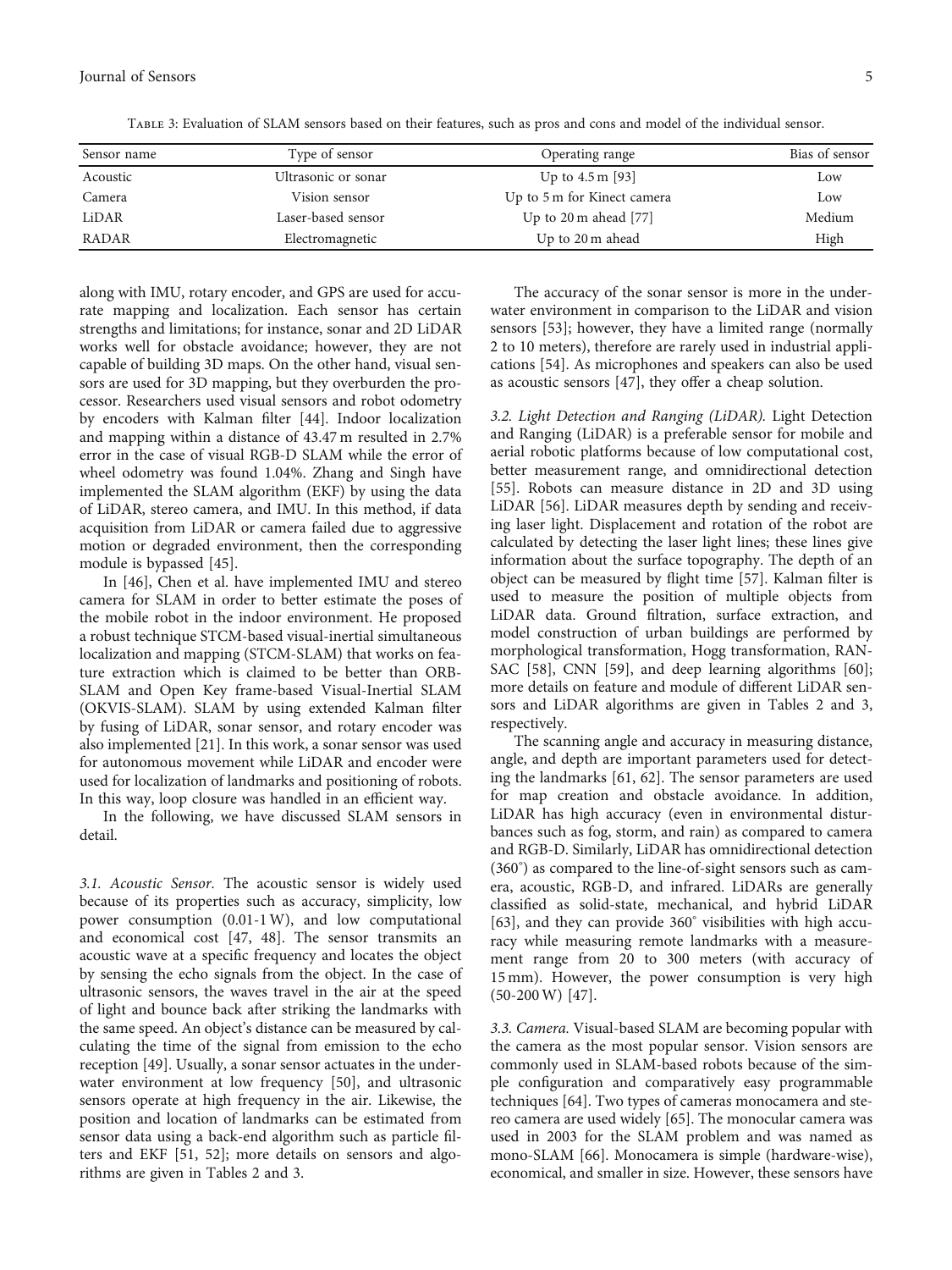Table 3: Evaluation of SLAM sensors based on their features, such as pros and cons and model of the individual sensor.

| Sensor name | Type of sensor | Operating range | Bias of sensor |
|---|---|---|---|
| Acoustic | Ultrasonic or sonar | Up to 4.5 m [93] | Low |
| Camera | Vision sensor | Up to 5 m for Kinect camera | Low |
| LiDAR | Laser-based sensor | Up to 20 m ahead [77] | Medium |
| RADAR | Electromagnetic | Up to 20 m ahead | High |

along with IMU, rotary encoder, and GPS are used for accurate mapping and localization. Each sensor has certain strengths and limitations; for instance, sonar and 2D LiDAR works well for obstacle avoidance; however, they are not capable of building 3D maps. On the other hand, visual sensors are used for 3D mapping, but they overburden the processor. Researchers used visual sensors and robot odometry by encoders with Kalman filter [44]. Indoor localization and mapping within a distance of 43.47 m resulted in 2.7% error in the case of visual RGB-D SLAM while the error of wheel odometry was found 1.04%. Zhang and Singh have implemented the SLAM algorithm (EKF) by using the data of LiDAR, stereo camera, and IMU. In this method, if data acquisition from LiDAR or camera failed due to aggressive motion or degraded environment, then the corresponding module is bypassed [45].

In [46], Chen et al. have implemented IMU and stereo camera for SLAM in order to better estimate the poses of the mobile robot in the indoor environment. He proposed a robust technique STCM-based visual-inertial simultaneous localization and mapping (STCM-SLAM) that works on feature extraction which is claimed to be better than ORB-SLAM and Open Key frame-based Visual-Inertial SLAM (OKVIS-SLAM). SLAM by using extended Kalman filter by fusing of LiDAR, sonar sensor, and rotary encoder was also implemented [21]. In this work, a sonar sensor was used for autonomous movement while LiDAR and encoder were used for localization of landmarks and positioning of robots. In this way, loop closure was handled in an efficient way.

In the following, we have discussed SLAM sensors in detail.

### 3.1. Acoustic Sensor.

The acoustic sensor is widely used because of its properties such as accuracy, simplicity, low power consumption (0.01-1 W), and low computational and economical cost [47, 48]. The sensor transmits an acoustic wave at a specific frequency and locates the object by sensing the echo signals from the object. In the case of ultrasonic sensors, the waves travel in the air at the speed of light and bounce back after striking the landmarks with the same speed. An object's distance can be measured by calculating the time of the signal from emission to the echo reception [49]. Usually, a sonar sensor actuates in the underwater environment at low frequency [50], and ultrasonic sensors operate at high frequency in the air. Likewise, the position and location of landmarks can be estimated from sensor data using a back-end algorithm such as particle filters and EKF [51, 52]; more details on sensors and algorithms are given in Tables 2 and 3.

The accuracy of the sonar sensor is more in the underwater environment in comparison to the LiDAR and vision sensors [53]; however, they have a limited range (normally 2 to 10 meters), therefore are rarely used in industrial applications [54]. As microphones and speakers can also be used as acoustic sensors [47], they offer a cheap solution.

### 3.2. Light Detection and Ranging (LiDAR).

Light Detection and Ranging (LiDAR) is a preferable sensor for mobile and aerial robotic platforms because of low computational cost, better measurement range, and omnidirectional detection [55]. Robots can measure distance in 2D and 3D using LiDAR [56]. LiDAR measures depth by sending and receiving laser light. Displacement and rotation of the robot are calculated by detecting the laser light lines; these lines give information about the surface topography. The depth of an object can be measured by flight time [57]. Kalman filter is used to measure the position of multiple objects from LiDAR data. Ground filtration, surface extraction, and model construction of urban buildings are performed by morphological transformation, Hogg transformation, RANSAC [58], CNN [59], and deep learning algorithms [60]; more details on feature and module of different LiDAR sensors and LiDAR algorithms are given in Tables 2 and 3, respectively.

The scanning angle and accuracy in measuring distance, angle, and depth are important parameters used for detecting the landmarks [61, 62]. The sensor parameters are used for map creation and obstacle avoidance. In addition, LiDAR has high accuracy (even in environmental disturbances such as fog, storm, and rain) as compared to camera and RGB-D. Similarly, LiDAR has omnidirectional detection (360°) as compared to the line-of-sight sensors such as camera, acoustic, RGB-D, and infrared. LiDARs are generally classified as solid-state, mechanical, and hybrid LiDAR [63], and they can provide 360° visibilities with high accuracy while measuring remote landmarks with a measurement range from 20 to 300 meters (with accuracy of 15 mm). However, the power consumption is very high (50-200 W) [47].

### 3.3. Camera.

Visual-based SLAM are becoming popular with the camera as the most popular sensor. Vision sensors are commonly used in SLAM-based robots because of the simple configuration and comparatively easy programmable techniques [64]. Two types of cameras monocamera and stereo camera are used widely [65]. The monocular camera was used in 2003 for the SLAM problem and was named as mono-SLAM [66]. Monocamera is simple (hardware-wise), economical, and smaller in size. However, these sensors have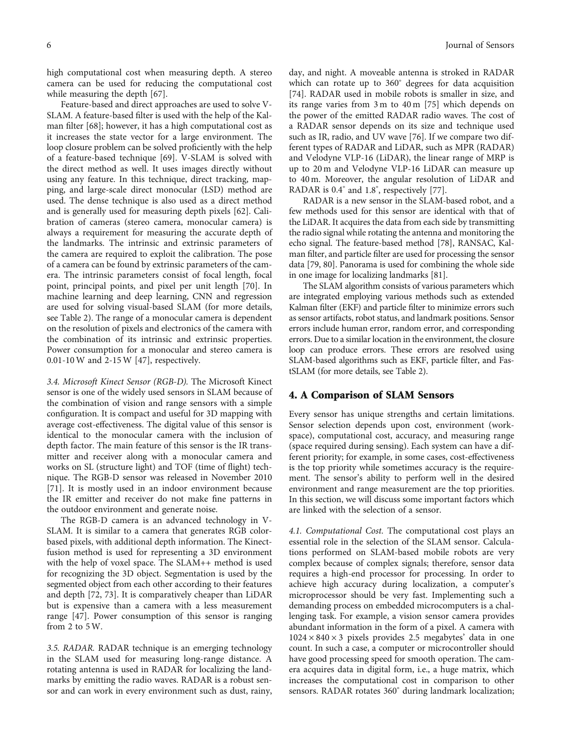high computational cost when measuring depth. A stereo camera can be used for reducing the computational cost while measuring the depth [67].

Feature-based and direct approaches are used to solve V-SLAM. A feature-based filter is used with the help of the Kalman filter [68]; however, it has a high computational cost as it increases the state vector for a large environment. The loop closure problem can be solved proficiently with the help of a feature-based technique [69]. V-SLAM is solved with the direct method as well. It uses images directly without using any feature. In this technique, direct tracking, mapping, and large-scale direct monocular (LSD) method are used. The dense technique is also used as a direct method and is generally used for measuring depth pixels [62]. Calibration of cameras (stereo camera, monocular camera) is always a requirement for measuring the accurate depth of the landmarks. The intrinsic and extrinsic parameters of the camera are required to exploit the calibration. The pose of a camera can be found by extrinsic parameters of the camera. The intrinsic parameters consist of focal length, focal point, principal points, and pixel per unit length [70]. In machine learning and deep learning, CNN and regression are used for solving visual-based SLAM (for more details, see Table 2). The range of a monocular camera is dependent on the resolution of pixels and electronics of the camera with the combination of its intrinsic and extrinsic properties. Power consumption for a monocular and stereo camera is 0.01-10 W and 2-15 W [47], respectively.

*3.4. Microsoft Kinect Sensor (RGB-D).* The Microsoft Kinect sensor is one of the widely used sensors in SLAM because of the combination of vision and range sensors with a simple configuration. It is compact and useful for 3D mapping with average cost-effectiveness. The digital value of this sensor is identical to the monocular camera with the inclusion of depth factor. The main feature of this sensor is the IR transmitter and receiver along with a monocular camera and works on SL (structure light) and TOF (time of flight) technique. The RGB-D sensor was released in November 2010 [71]. It is mostly used in an indoor environment because the IR emitter and receiver do not make fine patterns in the outdoor environment and generate noise.

The RGB-D camera is an advanced technology in V-SLAM. It is similar to a camera that generates RGB color-based pixels, with additional depth information. The Kinect-fusion method is used for representing a 3D environment with the help of voxel space. The SLAM++ method is used for recognizing the 3D object. Segmentation is used by the segmented object from each other according to their features and depth [72, 73]. It is comparatively cheaper than LiDAR but is expensive than a camera with a less measurement range [47]. Power consumption of this sensor is ranging from 2 to 5 W.

*3.5. RADAR.* RADAR technique is an emerging technology in the SLAM used for measuring long-range distance. A rotating antenna is used in RADAR for localizing the landmarks by emitting the radio waves. RADAR is a robust sensor and can work in every environment such as dust, rainy, day, and night. A moveable antenna is stroked in RADAR which can rotate up to 360° degrees for data acquisition [74]. RADAR used in mobile robots is smaller in size, and its range varies from 3 m to 40 m [75] which depends on the power of the emitted RADAR radio waves. The cost of a RADAR sensor depends on its size and technique used such as IR, radio, and UV wave [76]. If we compare two different types of RADAR and LiDAR, such as MPR (RADAR) and Velodyne VLP-16 (LiDAR), the linear range of MRP is up to 20 m and Velodyne VLP-16 LiDAR can measure up to 40 m. Moreover, the angular resolution of LiDAR and RADAR is 0.4° and 1.8°, respectively [77].

RADAR is a new sensor in the SLAM-based robot, and a few methods used for this sensor are identical with that of the LiDAR. It acquires the data from each side by transmitting the radio signal while rotating the antenna and monitoring the echo signal. The feature-based method [78], RANSAC, Kalman filter, and particle filter are used for processing the sensor data [79, 80]. Panorama is used for combining the whole side in one image for localizing landmarks [81].

The SLAM algorithm consists of various parameters which are integrated employing various methods such as extended Kalman filter (EKF) and particle filter to minimize errors such as sensor artifacts, robot status, and landmark positions. Sensor errors include human error, random error, and corresponding errors. Due to a similar location in the environment, the closure loop can produce errors. These errors are resolved using SLAM-based algorithms such as EKF, particle filter, and FastSLAM (for more details, see Table 2).

## 4. A Comparison of SLAM Sensors

Every sensor has unique strengths and certain limitations. Sensor selection depends upon cost, environment (workspace), computational cost, accuracy, and measuring range (space required during sensing). Each system can have a different priority; for example, in some cases, cost-effectiveness is the top priority while sometimes accuracy is the requirement. The sensor's ability to perform well in the desired environment and range measurement are the top priorities. In this section, we will discuss some important factors which are linked with the selection of a sensor.

*4.1. Computational Cost.* The computational cost plays an essential role in the selection of the SLAM sensor. Calculations performed on SLAM-based mobile robots are very complex because of complex signals; therefore, sensor data requires a high-end processor for processing. In order to achieve high accuracy during localization, a computer's microprocessor should be very fast. Implementing such a demanding process on embedded microcomputers is a challenging task. For example, a vision sensor camera provides abundant information in the form of a pixel. A camera with $1024 \times 840 \times 3$ pixels provides 2.5 megabytes' data in one count. In such a case, a computer or microcontroller should have good processing speed for smooth operation. The camera acquires data in digital form, i.e., a huge matrix, which increases the computational cost in comparison to other sensors. RADAR rotates 360° during landmark localization;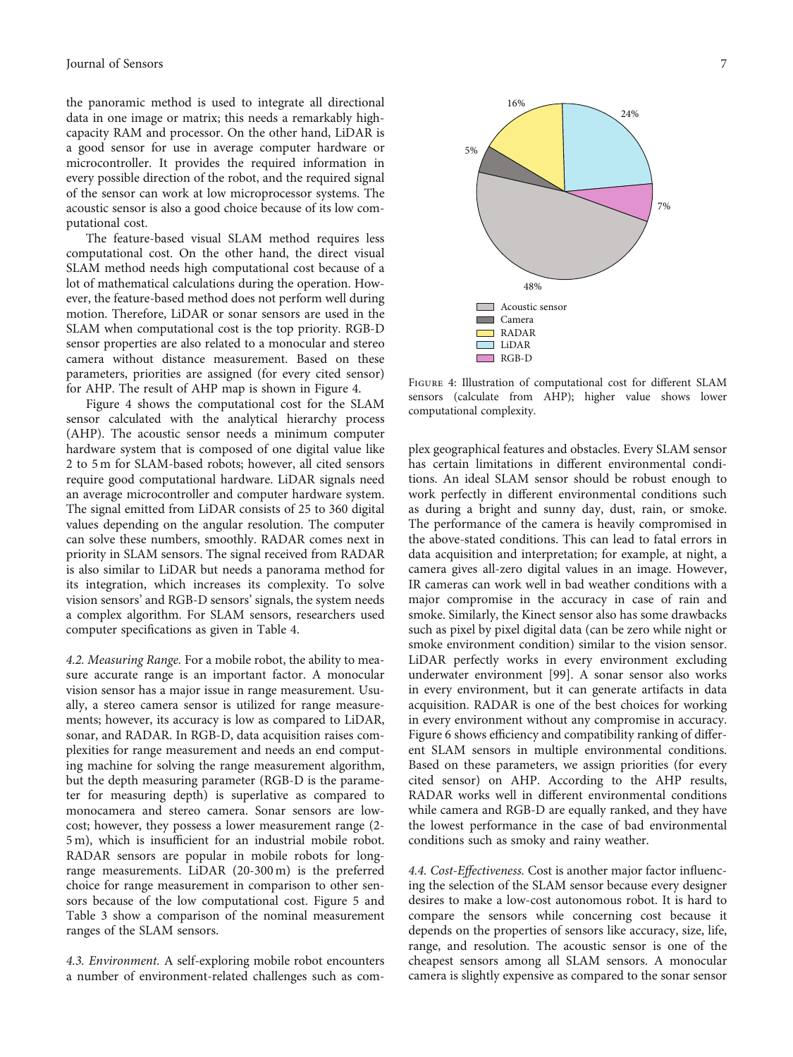the panoramic method is used to integrate all directional data in one image or matrix; this needs a remarkably high-capacity RAM and processor. On the other hand, LiDAR is a good sensor for use in average computer hardware or microcontroller. It provides the required information in every possible direction of the robot, and the required signal of the sensor can work at low microprocessor systems. The acoustic sensor is also a good choice because of its low computational cost.

The feature-based visual SLAM method requires less computational cost. On the other hand, the direct visual SLAM method needs high computational cost because of a lot of mathematical calculations during the operation. However, the feature-based method does not perform well during motion. Therefore, LiDAR or sonar sensors are used in the SLAM when computational cost is the top priority. RGB-D sensor properties are also related to a monocular and stereo camera without distance measurement. Based on these parameters, priorities are assigned (for every cited sensor) for AHP. The result of AHP map is shown in Figure 4.

Figure 4 shows the computational cost for the SLAM sensor calculated with the analytical hierarchy process (AHP). The acoustic sensor needs a minimum computer hardware system that is composed of one digital value like 2 to 5 m for SLAM-based robots; however, all cited sensors require good computational hardware. LiDAR signals need an average microcontroller and computer hardware system. The signal emitted from LiDAR consists of 25 to 360 digital values depending on the angular resolution. The computer can solve these numbers, smoothly. RADAR comes next in priority in SLAM sensors. The signal received from RADAR is also similar to LiDAR but needs a panorama method for its integration, which increases its complexity. To solve vision sensors' and RGB-D sensors' signals, the system needs a complex algorithm. For SLAM sensors, researchers used computer specifications as given in Table 4.

Figure 4: Illustration of computational cost for different SLAM sensors (calculate from AHP); higher value shows lower computational complexity.

*4.2. Measuring Range.* For a mobile robot, the ability to measure accurate range is an important factor. A monocular vision sensor has a major issue in range measurement. Usually, a stereo camera sensor is utilized for range measurements; however, its accuracy is low as compared to LiDAR, sonar, and RADAR. In RGB-D, data acquisition raises complexities for range measurement and needs an end computing machine for solving the range measurement algorithm, but the depth measuring parameter (RGB-D is the parameter for measuring depth) is superlative as compared to monocamera and stereo camera. Sonar sensors are low-cost; however, they possess a lower measurement range (2-5 m), which is insufficient for an industrial mobile robot. RADAR sensors are popular in mobile robots for long-range measurements. LiDAR (20-300 m) is the preferred choice for range measurement in comparison to other sensors because of the low computational cost. Figure 5 and Table 3 show a comparison of the nominal measurement ranges of the SLAM sensors.

*4.3. Environment.* A self-exploring mobile robot encounters a number of environment-related challenges such as complex geographical features and obstacles. Every SLAM sensor has certain limitations in different environmental conditions. An ideal SLAM sensor should be robust enough to work perfectly in different environmental conditions such as during a bright and sunny day, dust, rain, or smoke. The performance of the camera is heavily compromised in the above-stated conditions. This can lead to fatal errors in data acquisition and interpretation; for example, at night, a camera gives all-zero digital values in an image. However, IR cameras can work well in bad weather conditions with a major compromise in the accuracy in case of rain and smoke. Similarly, the Kinect sensor also has some drawbacks such as pixel by pixel digital data (can be zero while night or smoke environment condition) similar to the vision sensor. LiDAR perfectly works in every environment excluding underwater environment [99]. A sonar sensor also works in every environment, but it can generate artifacts in data acquisition. RADAR is one of the best choices for working in every environment without any compromise in accuracy. Figure 6 shows efficiency and compatibility ranking of different SLAM sensors in multiple environmental conditions. Based on these parameters, we assign priorities (for every cited sensor) on AHP. According to the AHP results, RADAR works well in different environmental conditions while camera and RGB-D are equally ranked, and they have the lowest performance in the case of bad environmental conditions such as smoky and rainy weather.

*4.4. Cost-Effectiveness.* Cost is another major factor influencing the selection of the SLAM sensor because every designer desires to make a low-cost autonomous robot. It is hard to compare the sensors while concerning cost because it depends on the properties of sensors like accuracy, size, life, range, and resolution. The acoustic sensor is one of the cheapest sensors among all SLAM sensors. A monocular camera is slightly expensive as compared to the sonar sensor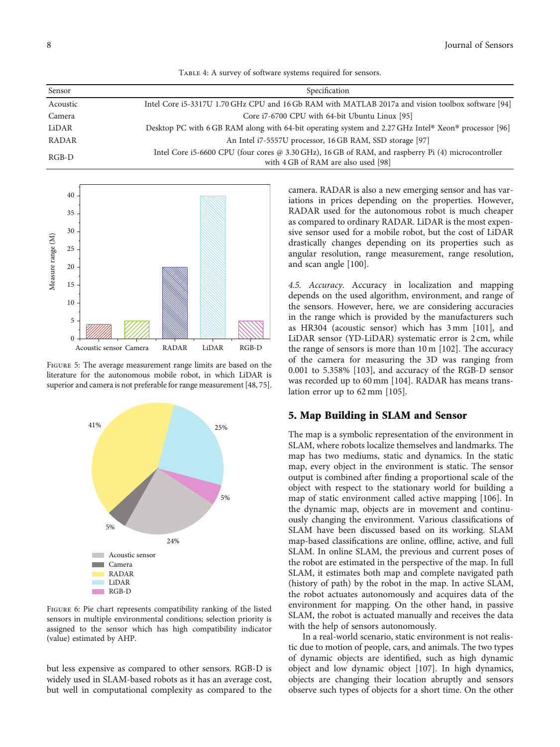Table 4: A survey of software systems required for sensors.

| Sensor | Specification |
| --- | --- |
| Acoustic | Intel Core i5-3317U 1.70 GHz CPU and 16 Gb RAM with MATLAB 2017a and vision toolbox software [94] |
| Camera | Core i7-6700 CPU with 64-bit Ubuntu Linux [95] |
| LiDAR | Desktop PC with 6 GB RAM along with 64-bit operating system and 2.27 GHz Intel® Xeon® processor [96] |
| RADAR | An Intel i7-5557U processor, 16 GB RAM, SSD storage [97] |
| RGB-D | Intel Core i5-6600 CPU (four cores @ 3.30 GHz), 16 GB of RAM, and raspberry Pi (4) microcontroller with 4 GB of RAM are also used [98] |

Figure 5: The average measurement range limits are based on the literature for the autonomous mobile robot, in which LiDAR is superior and camera is not preferable for range measurement [48, 75].

Figure 6: Pie chart represents compatibility ranking of the listed sensors in multiple environmental conditions; selection priority is assigned to the sensor which has high compatibility indicator (value) estimated by AHP.

but less expensive as compared to other sensors. RGB-D is widely used in SLAM-based robots as it has an average cost, but well in computational complexity as compared to the camera. RADAR is also a new emerging sensor and has variations in prices depending on the properties. However, RADAR used for the autonomous robot is much cheaper as compared to ordinary RADAR. LiDAR is the most expensive sensor used for a mobile robot, but the cost of LiDAR drastically changes depending on its properties such as angular resolution, range measurement, range resolution, and scan angle [100].

*4.5. Accuracy.* Accuracy in localization and mapping depends on the used algorithm, environment, and range of the sensors. However, here, we are considering accuracies in the range which is provided by the manufacturers such as HR304 (acoustic sensor) which has 3 mm [101], and LiDAR sensor (YD-LiDAR) systematic error is 2 cm, while the range of sensors is more than 10 m [102]. The accuracy of the camera for measuring the 3D was ranging from 0.001 to 5.358% [103], and accuracy of the RGB-D sensor was recorded up to 60 mm [104]. RADAR has means translation error up to 62 mm [105].

## 5. Map Building in SLAM and Sensor

The map is a symbolic representation of the environment in SLAM, where robots localize themselves and landmarks. The map has two mediums, static and dynamics. In the static map, every object in the environment is static. The sensor output is combined after finding a proportional scale of the object with respect to the stationary world for building a map of static environment called active mapping [106]. In the dynamic map, objects are in movement and continuously changing the environment. Various classifications of SLAM have been discussed based on its working. SLAM map-based classifications are online, offline, active, and full SLAM. In online SLAM, the previous and current poses of the robot are estimated in the perspective of the map. In full SLAM, it estimates both map and complete navigated path (history of path) by the robot in the map. In active SLAM, the robot actuates autonomously and acquires data of the environment for mapping. On the other hand, in passive SLAM, the robot is actuated manually and receives the data with the help of sensors autonomously.

In a real-world scenario, static environment is not realistic due to motion of people, cars, and animals. The two types of dynamic objects are identified, such as high dynamic object and low dynamic object [107]. In high dynamics, objects are changing their location abruptly and sensors observe such types of objects for a short time. On the other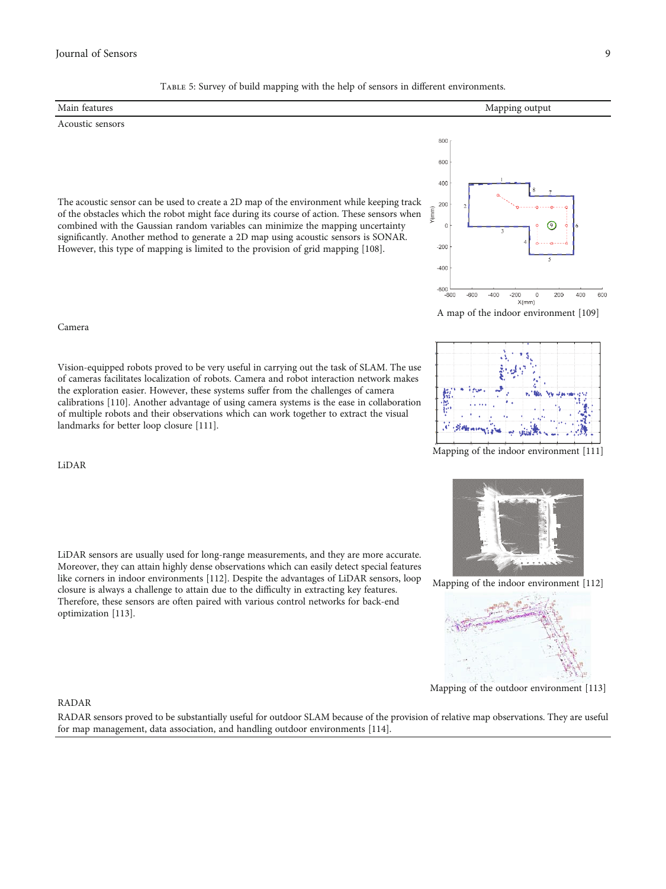Table 5: Survey of build mapping with the help of sensors in different environments.

| Main features | Mapping output |
| --- | --- |
| **Acoustic sensors** | |
| The acoustic sensor can be used to create a 2D map of the environment while keeping track of the obstacles which the robot might face during its course of action. These sensors when combined with the Gaussian random variables can minimize the mapping uncertainty significantly. Another method to generate a 2D map using acoustic sensors is SONAR. However, this type of mapping is limited to the provision of grid mapping [108]. | A map of the indoor environment [109] |
| **Camera** | |
| Vision-equipped robots proved to be very useful in carrying out the task of SLAM. The use of cameras facilitates localization of robots. Camera and robot interaction network makes the exploration easier. However, these systems suffer from the challenges of camera calibrations [110]. Another advantage of using camera systems is the ease in collaboration of multiple robots and their observations which can work together to extract the visual landmarks for better loop closure [111]. | Mapping of the indoor environment [111] |
| **LiDAR** | |
| LiDAR sensors are usually used for long-range measurements, and they are more accurate. Moreover, they can attain highly dense observations which can easily detect special features like corners in indoor environments [112]. Despite the advantages of LiDAR sensors, loop closure is always a challenge to attain due to the difficulty in extracting key features. Therefore, these sensors are often paired with various control networks for back-end optimization [113]. | Mapping of the indoor environment [112]<br>Mapping of the outdoor environment [113] |
| **RADAR** | |
| RADAR sensors proved to be substantially useful for outdoor SLAM because of the provision of relative map observations. They are useful for map management, data association, and handling outdoor environments [114]. | |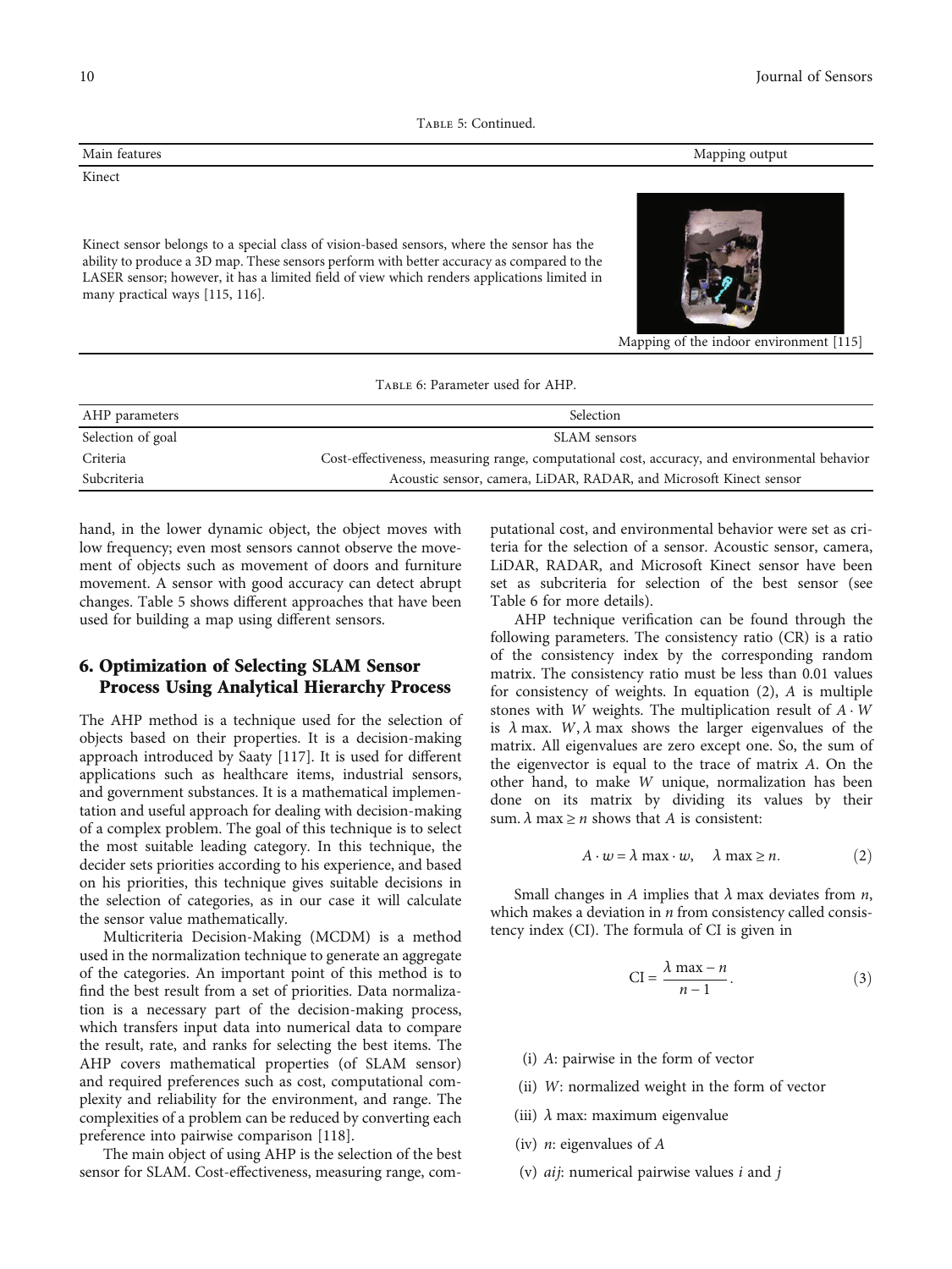Table 5: Continued.

| Main features | Mapping output |
|---|---|
| Kinect | |
| Kinect sensor belongs to a special class of vision-based sensors, where the sensor has the ability to produce a 3D map. These sensors perform with better accuracy as compared to the LASER sensor; however, it has a limited field of view which renders applications limited in many practical ways [115, 116]. | Mapping of the indoor environment [115] |

Table 6: Parameter used for AHP.

| AHP parameters | Selection |
|---|---|
| Selection of goal | SLAM sensors |
| Criteria | Cost-effectiveness, measuring range, computational cost, accuracy, and environmental behavior |
| Subcriteria | Acoustic sensor, camera, LiDAR, RADAR, and Microsoft Kinect sensor |

hand, in the lower dynamic object, the object moves with low frequency; even most sensors cannot observe the movement of objects such as movement of doors and furniture movement. A sensor with good accuracy can detect abrupt changes. Table 5 shows different approaches that have been used for building a map using different sensors.

## 6. Optimization of Selecting SLAM Sensor Process Using Analytical Hierarchy Process

The AHP method is a technique used for the selection of objects based on their properties. It is a decision-making approach introduced by Saaty [117]. It is used for different applications such as healthcare items, industrial sensors, and government substances. It is a mathematical implementation and useful approach for dealing with decision-making of a complex problem. The goal of this technique is to select the most suitable leading category. In this technique, the decider sets priorities according to his experience, and based on his priorities, this technique gives suitable decisions in the selection of categories, as in our case it will calculate the sensor value mathematically.

Multicriteria Decision-Making (MCDM) is a method used in the normalization technique to generate an aggregate of the categories. An important point of this method is to find the best result from a set of priorities. Data normalization is a necessary part of the decision-making process, which transfers input data into numerical data to compare the result, rate, and ranks for selecting the best items. The AHP covers mathematical properties (of SLAM sensor) and required preferences such as cost, computational complexity and reliability for the environment, and range. The complexities of a problem can be reduced by converting each preference into pairwise comparison [118].

The main object of using AHP is the selection of the best sensor for SLAM. Cost-effectiveness, measuring range, computational cost, and environmental behavior were set as criteria for the selection of a sensor. Acoustic sensor, camera, LiDAR, RADAR, and Microsoft Kinect sensor have been set as subcriteria for selection of the best sensor (see Table 6 for more details).

AHP technique verification can be found through the following parameters. The consistency ratio (CR) is a ratio of the consistency index by the corresponding random matrix. The consistency ratio must be less than 0.01 values for consistency of weights. In equation (2), $A$ is multiple stones with $W$ weights. The multiplication result of $A \cdot W$ is $\lambda$ max. $W, \lambda$ max shows the larger eigenvalues of the matrix. All eigenvalues are zero except one. So, the sum of the eigenvector is equal to the trace of matrix $A$. On the other hand, to make $W$ unique, normalization has been done on its matrix by dividing its values by their sum. $\lambda \max \geq n$ shows that $A$ is consistent:

$$A \cdot w = \lambda \max \cdot w, \quad \lambda \max \geq n. \tag{2}$$

Small changes in $A$ implies that $\lambda$ max deviates from $n$, which makes a deviation in $n$ from consistency called consistency index (CI). The formula of CI is given in

$$\mathrm{CI} = \frac{\lambda \max - n}{n - 1}. \tag{3}$$

(i) $A$: pairwise in the form of vector

(ii) $W$: normalized weight in the form of vector

(iii) $\lambda$ max: maximum eigenvalue

(iv) $n$: eigenvalues of $A$

(v) $aij$: numerical pairwise values $i$ and $j$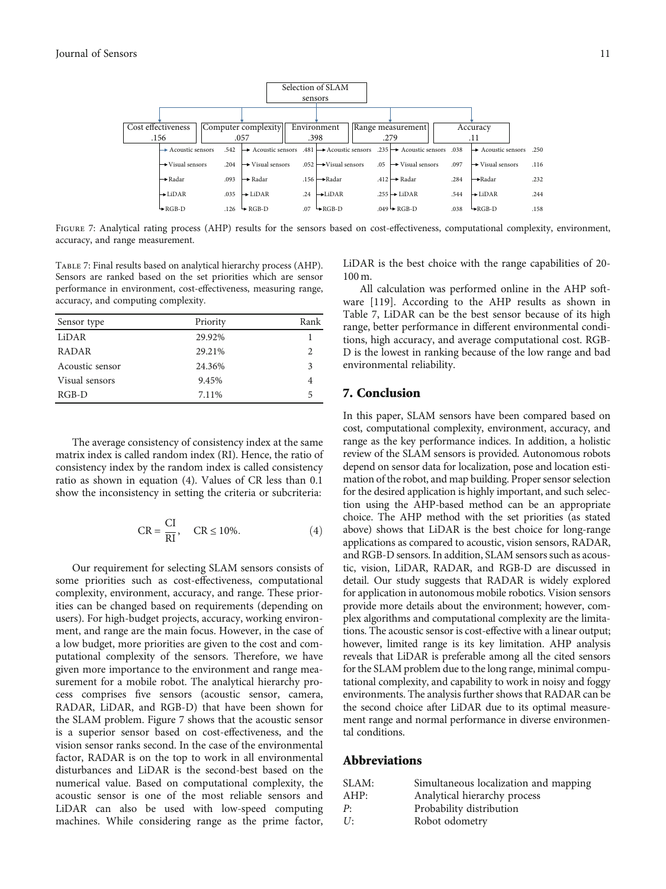| Selection of SLAM sensors | Cost effectiveness .156 | Computer complexity .057 | Environment .398 | Range measurement .279 | Accuracy .11 |
|---|---|---|---|---|---|
| Acoustic sensors | .542 | .481 | .235 | .038 | .250 |
| Visual sensors | .204 | .052 | .05 | .097 | .116 |
| Radar | .093 | .156 | .412 | .284 | .232 |
| LiDAR | .035 | .24 | .255 | .544 | .244 |
| RGB-D | .126 | .07 | .049 | .038 | .158 |

Figure 7: Analytical rating process (AHP) results for the sensors based on cost-effectiveness, computational complexity, environment, accuracy, and range measurement.

Table 7: Final results based on analytical hierarchy process (AHP). Sensors are ranked based on the set priorities which are sensor performance in environment, cost-effectiveness, measuring range, accuracy, and computing complexity.

| Sensor type | Priority | Rank |
|---|---|---|
| LiDAR | 29.92% | 1 |
| RADAR | 29.21% | 2 |
| Acoustic sensor | 24.36% | 3 |
| Visual sensors | 9.45% | 4 |
| RGB-D | 7.11% | 5 |

The average consistency of consistency index at the same matrix index is called random index (RI). Hence, the ratio of consistency index by the random index is called consistency ratio as shown in equation (4). Values of CR less than 0.1 show the inconsistency in setting the criteria or subcriteria:

$$\mathrm{CR} = \frac{\mathrm{CI}}{\mathrm{RI}}, \quad \mathrm{CR} \leq 10\%. \tag{4}$$

Our requirement for selecting SLAM sensors consists of some priorities such as cost-effectiveness, computational complexity, environment, accuracy, and range. These priorities can be changed based on requirements (depending on users). For high-budget projects, accuracy, working environment, and range are the main focus. However, in the case of a low budget, more priorities are given to the cost and computational complexity of the sensors. Therefore, we have given more importance to the environment and range measurement for a mobile robot. The analytical hierarchy process comprises five sensors (acoustic sensor, camera, RADAR, LiDAR, and RGB-D) that have been shown for the SLAM problem. Figure 7 shows that the acoustic sensor is a superior sensor based on cost-effectiveness, and the vision sensor ranks second. In the case of the environmental factor, RADAR is on the top to work in all environmental disturbances and LiDAR is the second-best based on the numerical value. Based on computational complexity, the acoustic sensor is one of the most reliable sensors and LiDAR can also be used with low-speed computing machines. While considering range as the prime factor, LiDAR is the best choice with the range capabilities of 20-100 m.

All calculation was performed online in the AHP software [119]. According to the AHP results as shown in Table 7, LiDAR can be the best sensor because of its high range, better performance in different environmental conditions, high accuracy, and average computational cost. RGB-D is the lowest in ranking because of the low range and bad environmental reliability.

## 7. Conclusion

In this paper, SLAM sensors have been compared based on cost, computational complexity, environment, accuracy, and range as the key performance indices. In addition, a holistic review of the SLAM sensors is provided. Autonomous robots depend on sensor data for localization, pose and location estimation of the robot, and map building. Proper sensor selection for the desired application is highly important, and such selection using the AHP-based method can be an appropriate choice. The AHP method with the set priorities (as stated above) shows that LiDAR is the best choice for long-range applications as compared to acoustic, vision sensors, RADAR, and RGB-D sensors. In addition, SLAM sensors such as acoustic, vision, LiDAR, RADAR, and RGB-D are discussed in detail. Our study suggests that RADAR is widely explored for application in autonomous mobile robotics. Vision sensors provide more details about the environment; however, complex algorithms and computational complexity are the limitations. The acoustic sensor is cost-effective with a linear output; however, limited range is its key limitation. AHP analysis reveals that LiDAR is preferable among all the cited sensors for the SLAM problem due to the long range, minimal computational complexity, and capability to work in noisy and foggy environments. The analysis further shows that RADAR can be the second choice after LiDAR due to its optimal measurement range and normal performance in diverse environmental conditions.

## Abbreviations

| | |
|---|---|
| SLAM: | Simultaneous localization and mapping |
| AHP: | Analytical hierarchy process |
| $P$: | Probability distribution |
| $U$: | Robot odometry |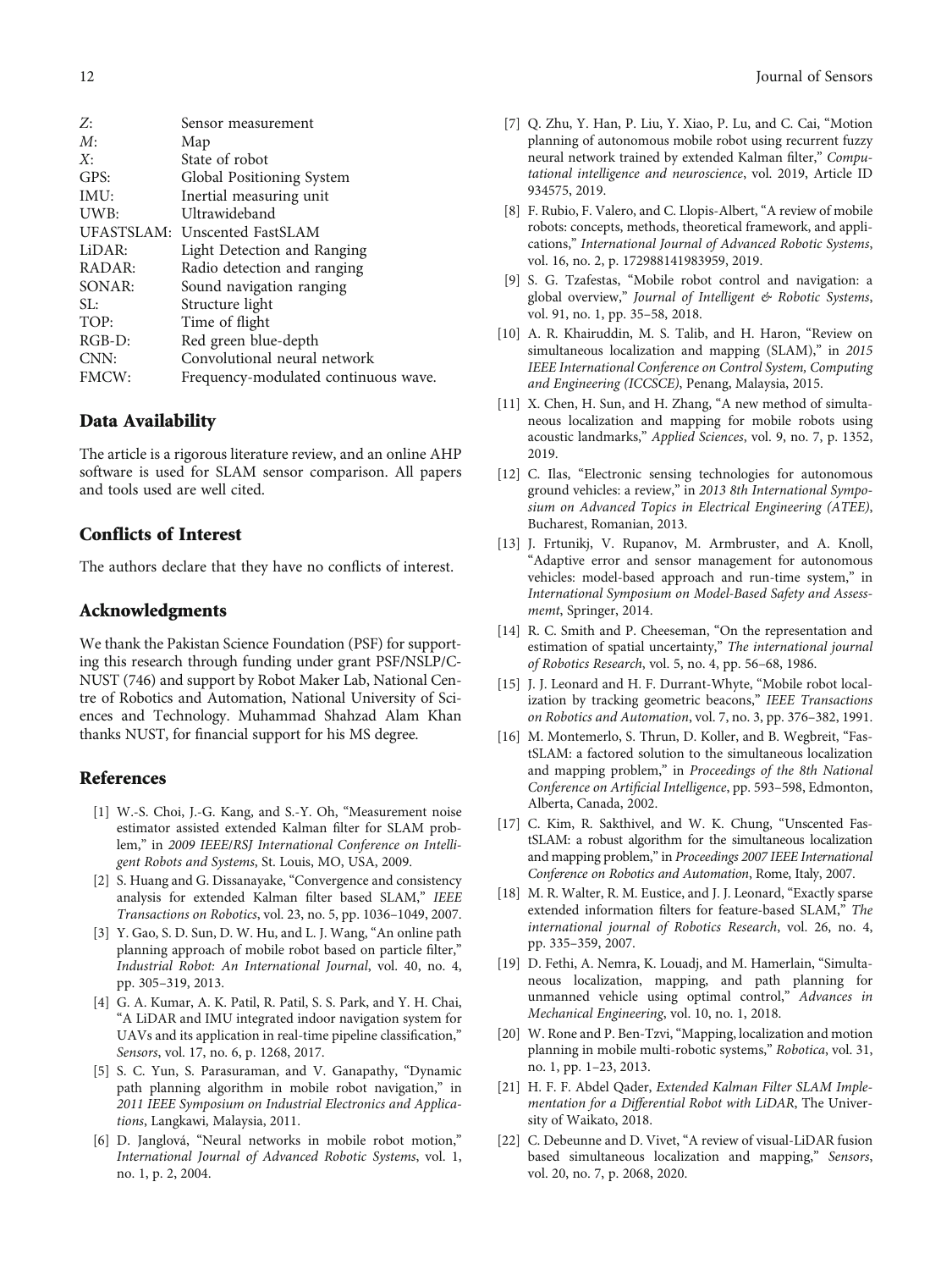| | |
|---|---|
| $Z$: | Sensor measurement |
| $M$: | Map |
| $X$: | State of robot |
| GPS: | Global Positioning System |
| IMU: | Inertial measuring unit |
| UWB: | Ultrawideband |
| UFASTSLAM: | Unscented FastSLAM |
| LiDAR: | Light Detection and Ranging |
| RADAR: | Radio detection and ranging |
| SONAR: | Sound navigation ranging |
| SL: | Structure light |
| TOP: | Time of flight |
| RGB-D: | Red green blue-depth |
| CNN: | Convolutional neural network |
| FMCW: | Frequency-modulated continuous wave. |

## Data Availability

The article is a rigorous literature review, and an online AHP software is used for SLAM sensor comparison. All papers and tools used are well cited.

## Conflicts of Interest

The authors declare that they have no conflicts of interest.

## Acknowledgments

We thank the Pakistan Science Foundation (PSF) for supporting this research through funding under grant PSF/NSLP/C-NUST (746) and support by Robot Maker Lab, National Centre of Robotics and Automation, National University of Sciences and Technology. Muhammad Shahzad Alam Khan thanks NUST, for financial support for his MS degree.

## References

[1] W.-S. Choi, J.-G. Kang, and S.-Y. Oh, "Measurement noise estimator assisted extended Kalman filter for SLAM problem," in *2009 IEEE/RSJ International Conference on Intelligent Robots and Systems*, St. Louis, MO, USA, 2009.

[2] S. Huang and G. Dissanayake, "Convergence and consistency analysis for extended Kalman filter based SLAM," *IEEE Transactions on Robotics*, vol. 23, no. 5, pp. 1036–1049, 2007.

[3] Y. Gao, S. D. Sun, D. W. Hu, and L. J. Wang, "An online path planning approach of mobile robot based on particle filter," *Industrial Robot: An International Journal*, vol. 40, no. 4, pp. 305–319, 2013.

[4] G. A. Kumar, A. K. Patil, R. Patil, S. S. Park, and Y. H. Chai, "A LiDAR and IMU integrated indoor navigation system for UAVs and its application in real-time pipeline classification," *Sensors*, vol. 17, no. 6, p. 1268, 2017.

[5] S. C. Yun, S. Parasuraman, and V. Ganapathy, "Dynamic path planning algorithm in mobile robot navigation," in *2011 IEEE Symposium on Industrial Electronics and Applications*, Langkawi, Malaysia, 2011.

[6] D. Janglová, "Neural networks in mobile robot motion," *International Journal of Advanced Robotic Systems*, vol. 1, no. 1, p. 2, 2004.

[7] Q. Zhu, Y. Han, P. Liu, Y. Xiao, P. Lu, and C. Cai, "Motion planning of autonomous mobile robot using recurrent fuzzy neural network trained by extended Kalman filter," *Computational intelligence and neuroscience*, vol. 2019, Article ID 934575, 2019.

[8] F. Rubio, F. Valero, and C. Llopis-Albert, "A review of mobile robots: concepts, methods, theoretical framework, and applications," *International Journal of Advanced Robotic Systems*, vol. 16, no. 2, p. 172988141983959, 2019.

[9] S. G. Tzafestas, "Mobile robot control and navigation: a global overview," *Journal of Intelligent & Robotic Systems*, vol. 91, no. 1, pp. 35–58, 2018.

[10] A. R. Khairuddin, M. S. Talib, and H. Haron, "Review on simultaneous localization and mapping (SLAM)," in *2015 IEEE International Conference on Control System, Computing and Engineering (ICCSCE)*, Penang, Malaysia, 2015.

[11] X. Chen, H. Sun, and H. Zhang, "A new method of simultaneous localization and mapping for mobile robots using acoustic landmarks," *Applied Sciences*, vol. 9, no. 7, p. 1352, 2019.

[12] C. Ilas, "Electronic sensing technologies for autonomous ground vehicles: a review," in *2013 8th International Symposium on Advanced Topics in Electrical Engineering (ATEE)*, Bucharest, Romanian, 2013.

[13] J. Frtunikj, V. Rupanov, M. Armbruster, and A. Knoll, "Adaptive error and sensor management for autonomous vehicles: model-based approach and run-time system," in *International Symposium on Model-Based Safety and Assessmemt*, Springer, 2014.

[14] R. C. Smith and P. Cheeseman, "On the representation and estimation of spatial uncertainty," *The international journal of Robotics Research*, vol. 5, no. 4, pp. 56–68, 1986.

[15] J. J. Leonard and H. F. Durrant-Whyte, "Mobile robot localization by tracking geometric beacons," *IEEE Transactions on Robotics and Automation*, vol. 7, no. 3, pp. 376–382, 1991.

[16] M. Montemerlo, S. Thrun, D. Koller, and B. Wegbreit, "FastSLAM: a factored solution to the simultaneous localization and mapping problem," in *Proceedings of the 8th National Conference on Artificial Intelligence*, pp. 593–598, Edmonton, Alberta, Canada, 2002.

[17] C. Kim, R. Sakthivel, and W. K. Chung, "Unscented FastSLAM: a robust algorithm for the simultaneous localization and mapping problem," in *Proceedings 2007 IEEE International Conference on Robotics and Automation*, Rome, Italy, 2007.

[18] M. R. Walter, R. M. Eustice, and J. J. Leonard, "Exactly sparse extended information filters for feature-based SLAM," *The international journal of Robotics Research*, vol. 26, no. 4, pp. 335–359, 2007.

[19] D. Fethi, A. Nemra, K. Louadj, and M. Hamerlain, "Simultaneous localization, mapping, and path planning for unmanned vehicle using optimal control," *Advances in Mechanical Engineering*, vol. 10, no. 1, 2018.

[20] W. Rone and P. Ben-Tzvi, "Mapping, localization and motion planning in mobile multi-robotic systems," *Robotica*, vol. 31, no. 1, pp. 1–23, 2013.

[21] H. F. F. Abdel Qader, *Extended Kalman Filter SLAM Implementation for a Differential Robot with LiDAR*, The University of Waikato, 2018.

[22] C. Debeunne and D. Vivet, "A review of visual-LiDAR fusion based simultaneous localization and mapping," *Sensors*, vol. 20, no. 7, p. 2068, 2020.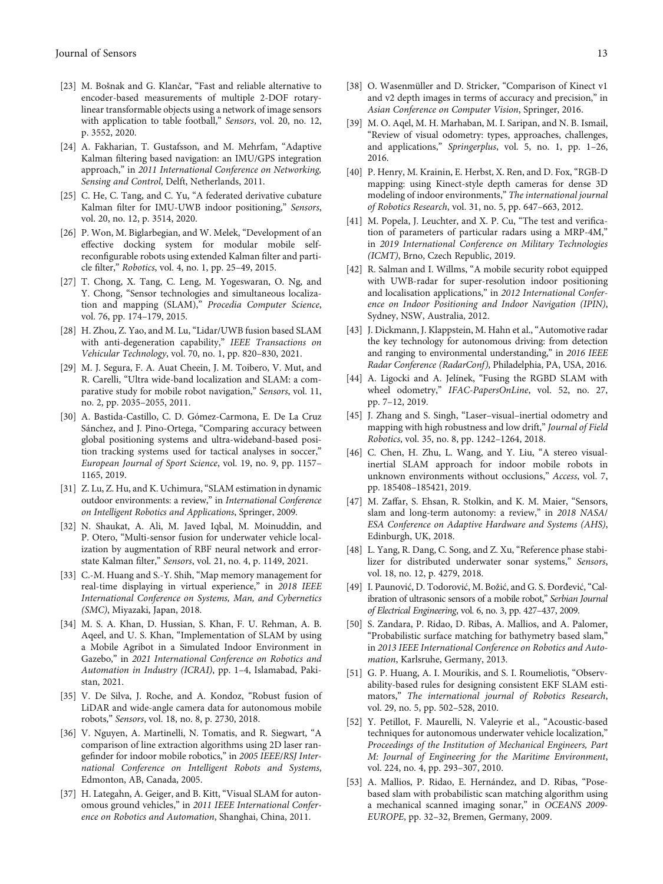[23] M. Bošnak and G. Klančar, "Fast and reliable alternative to encoder-based measurements of multiple 2-DOF rotary-linear transformable objects using a network of image sensors with application to table football," *Sensors*, vol. 20, no. 12, p. 3552, 2020.

[24] A. Fakharian, T. Gustafsson, and M. Mehrfam, "Adaptive Kalman filtering based navigation: an IMU/GPS integration approach," in *2011 International Conference on Networking, Sensing and Control*, Delft, Netherlands, 2011.

[25] C. He, C. Tang, and C. Yu, "A federated derivative cubature Kalman filter for IMU-UWB indoor positioning," *Sensors*, vol. 20, no. 12, p. 3514, 2020.

[26] P. Won, M. Biglarbegian, and W. Melek, "Development of an effective docking system for modular mobile self-reconfigurable robots using extended Kalman filter and particle filter," *Robotics*, vol. 4, no. 1, pp. 25–49, 2015.

[27] T. Chong, X. Tang, C. Leng, M. Yogeswaran, O. Ng, and Y. Chong, "Sensor technologies and simultaneous localization and mapping (SLAM)," *Procedia Computer Science*, vol. 76, pp. 174–179, 2015.

[28] H. Zhou, Z. Yao, and M. Lu, "Lidar/UWB fusion based SLAM with anti-degeneration capability," *IEEE Transactions on Vehicular Technology*, vol. 70, no. 1, pp. 820–830, 2021.

[29] M. J. Segura, F. A. Auat Cheein, J. M. Toibero, V. Mut, and R. Carelli, "Ultra wide-band localization and SLAM: a comparative study for mobile robot navigation," *Sensors*, vol. 11, no. 2, pp. 2035–2055, 2011.

[30] A. Bastida-Castillo, C. D. Gómez-Carmona, E. De La Cruz Sánchez, and J. Pino-Ortega, "Comparing accuracy between global positioning systems and ultra-wideband-based position tracking systems used for tactical analyses in soccer," *European Journal of Sport Science*, vol. 19, no. 9, pp. 1157–1165, 2019.

[31] Z. Lu, Z. Hu, and K. Uchimura, "SLAM estimation in dynamic outdoor environments: a review," in *International Conference on Intelligent Robotics and Applications*, Springer, 2009.

[32] N. Shaukat, A. Ali, M. Javed Iqbal, M. Moinuddin, and P. Otero, "Multi-sensor fusion for underwater vehicle localization by augmentation of RBF neural network and error-state Kalman filter," *Sensors*, vol. 21, no. 4, p. 1149, 2021.

[33] C.-M. Huang and S.-Y. Shih, "Map memory management for real-time displaying in virtual experience," in *2018 IEEE International Conference on Systems, Man, and Cybernetics (SMC)*, Miyazaki, Japan, 2018.

[34] M. S. A. Khan, D. Hussian, S. Khan, F. U. Rehman, A. B. Aqeel, and U. S. Khan, "Implementation of SLAM by using a Mobile Agribot in a Simulated Indoor Environment in Gazebo," in *2021 International Conference on Robotics and Automation in Industry (ICRAI)*, pp. 1–4, Islamabad, Pakistan, 2021.

[35] V. De Silva, J. Roche, and A. Kondoz, "Robust fusion of LiDAR and wide-angle camera data for autonomous mobile robots," *Sensors*, vol. 18, no. 8, p. 2730, 2018.

[36] V. Nguyen, A. Martinelli, N. Tomatis, and R. Siegwart, "A comparison of line extraction algorithms using 2D laser rangefinder for indoor mobile robotics," in *2005 IEEE/RSJ International Conference on Intelligent Robots and Systems*, Edmonton, AB, Canada, 2005.

[37] H. Lategahn, A. Geiger, and B. Kitt, "Visual SLAM for autonomous ground vehicles," in *2011 IEEE International Conference on Robotics and Automation*, Shanghai, China, 2011.

[38] O. Wasenmüller and D. Stricker, "Comparison of Kinect v1 and v2 depth images in terms of accuracy and precision," in *Asian Conference on Computer Vision*, Springer, 2016.

[39] M. O. Aqel, M. H. Marhaban, M. I. Saripan, and N. B. Ismail, "Review of visual odometry: types, approaches, challenges, and applications," *Springerplus*, vol. 5, no. 1, pp. 1–26, 2016.

[40] P. Henry, M. Krainin, E. Herbst, X. Ren, and D. Fox, "RGB-D mapping: using Kinect-style depth cameras for dense 3D modeling of indoor environments," *The international journal of Robotics Research*, vol. 31, no. 5, pp. 647–663, 2012.

[41] M. Popela, J. Leuchter, and X. P. Cu, "The test and verification of parameters of particular radars using a MRP-4M," in *2019 International Conference on Military Technologies (ICMT)*, Brno, Czech Republic, 2019.

[42] R. Salman and I. Willms, "A mobile security robot equipped with UWB-radar for super-resolution indoor positioning and localisation applications," in *2012 International Conference on Indoor Positioning and Indoor Navigation (IPIN)*, Sydney, NSW, Australia, 2012.

[43] J. Dickmann, J. Klappstein, M. Hahn et al., "Automotive radar the key technology for autonomous driving: from detection and ranging to environmental understanding," in *2016 IEEE Radar Conference (RadarConf)*, Philadelphia, PA, USA, 2016.

[44] A. Ligocki and A. Jelínek, "Fusing the RGBD SLAM with wheel odometry," *IFAC-PapersOnLine*, vol. 52, no. 27, pp. 7–12, 2019.

[45] J. Zhang and S. Singh, "Laser–visual–inertial odometry and mapping with high robustness and low drift," *Journal of Field Robotics*, vol. 35, no. 8, pp. 1242–1264, 2018.

[46] C. Chen, H. Zhu, L. Wang, and Y. Liu, "A stereo visual-inertial SLAM approach for indoor mobile robots in unknown environments without occlusions," *Access*, vol. 7, pp. 185408–185421, 2019.

[47] M. Zaffar, S. Ehsan, R. Stolkin, and K. M. Maier, "Sensors, slam and long-term autonomy: a review," in *2018 NASA/ESA Conference on Adaptive Hardware and Systems (AHS)*, Edinburgh, UK, 2018.

[48] L. Yang, R. Dang, C. Song, and Z. Xu, "Reference phase stabilizer for distributed underwater sonar systems," *Sensors*, vol. 18, no. 12, p. 4279, 2018.

[49] I. Paunović, D. Todorović, M. Božić, and G. S. Đorđević, "Calibration of ultrasonic sensors of a mobile robot," *Serbian Journal of Electrical Engineering*, vol. 6, no. 3, pp. 427–437, 2009.

[50] S. Zandara, P. Ridao, D. Ribas, A. Mallios, and A. Palomer, "Probabilistic surface matching for bathymetry based slam," in *2013 IEEE International Conference on Robotics and Automation*, Karlsruhe, Germany, 2013.

[51] G. P. Huang, A. I. Mourikis, and S. I. Roumeliotis, "Observability-based rules for designing consistent EKF SLAM estimators," *The international journal of Robotics Research*, vol. 29, no. 5, pp. 502–528, 2010.

[52] Y. Petillot, F. Maurelli, N. Valeyrie et al., "Acoustic-based techniques for autonomous underwater vehicle localization," *Proceedings of the Institution of Mechanical Engineers, Part M: Journal of Engineering for the Maritime Environment*, vol. 224, no. 4, pp. 293–307, 2010.

[53] A. Mallios, P. Ridao, E. Hernández, and D. Ribas, "Pose-based slam with probabilistic scan matching algorithm using a mechanical scanned imaging sonar," in *OCEANS 2009-EUROPE*, pp. 32–32, Bremen, Germany, 2009.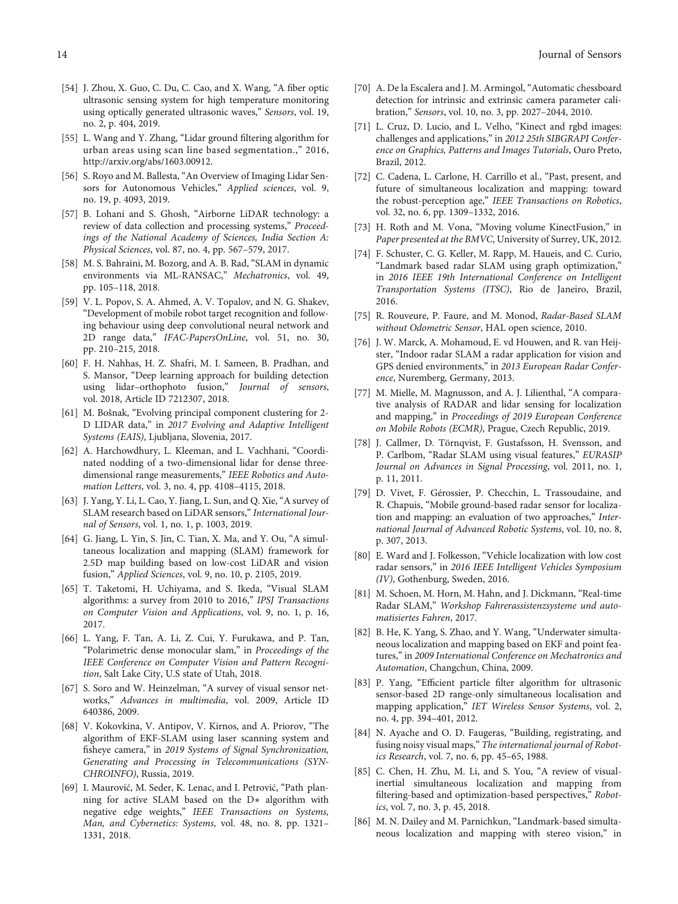[54] J. Zhou, X. Guo, C. Du, C. Cao, and X. Wang, "A fiber optic ultrasonic sensing system for high temperature monitoring using optically generated ultrasonic waves," *Sensors*, vol. 19, no. 2, p. 404, 2019.

[55] L. Wang and Y. Zhang, "Lidar ground filtering algorithm for urban areas using scan line based segmentation.," 2016, http://arxiv.org/abs/1603.00912.

[56] S. Royo and M. Ballesta, "An Overview of Imaging Lidar Sensors for Autonomous Vehicles," *Applied sciences*, vol. 9, no. 19, p. 4093, 2019.

[57] B. Lohani and S. Ghosh, "Airborne LiDAR technology: a review of data collection and processing systems," *Proceedings of the National Academy of Sciences, India Section A: Physical Sciences*, vol. 87, no. 4, pp. 567–579, 2017.

[58] M. S. Bahraini, M. Bozorg, and A. B. Rad, "SLAM in dynamic environments via ML-RANSAC," *Mechatronics*, vol. 49, pp. 105–118, 2018.

[59] V. L. Popov, S. A. Ahmed, A. V. Topalov, and N. G. Shakev, "Development of mobile robot target recognition and following behaviour using deep convolutional neural network and 2D range data," *IFAC-PapersOnLine*, vol. 51, no. 30, pp. 210–215, 2018.

[60] F. H. Nahhas, H. Z. Shafri, M. I. Sameen, B. Pradhan, and S. Mansor, "Deep learning approach for building detection using lidar–orthophoto fusion," *Journal of sensors*, vol. 2018, Article ID 7212307, 2018.

[61] M. Bošnak, "Evolving principal component clustering for 2-D LIDAR data," in *2017 Evolving and Adaptive Intelligent Systems (EAIS)*, Ljubljana, Slovenia, 2017.

[62] A. Harchowdhury, L. Kleeman, and L. Vachhani, "Coordinated nodding of a two-dimensional lidar for dense three-dimensional range measurements," *IEEE Robotics and Automation Letters*, vol. 3, no. 4, pp. 4108–4115, 2018.

[63] J. Yang, Y. Li, L. Cao, Y. Jiang, L. Sun, and Q. Xie, "A survey of SLAM research based on LiDAR sensors," *International Journal of Sensors*, vol. 1, no. 1, p. 1003, 2019.

[64] G. Jiang, L. Yin, S. Jin, C. Tian, X. Ma, and Y. Ou, "A simultaneous localization and mapping (SLAM) framework for 2.5D map building based on low-cost LiDAR and vision fusion," *Applied Sciences*, vol. 9, no. 10, p. 2105, 2019.

[65] T. Taketomi, H. Uchiyama, and S. Ikeda, "Visual SLAM algorithms: a survey from 2010 to 2016," *IPSJ Transactions on Computer Vision and Applications*, vol. 9, no. 1, p. 16, 2017.

[66] L. Yang, F. Tan, A. Li, Z. Cui, Y. Furukawa, and P. Tan, "Polarimetric dense monocular slam," in *Proceedings of the IEEE Conference on Computer Vision and Pattern Recognition*, Salt Lake City, U.S state of Utah, 2018.

[67] S. Soro and W. Heinzelman, "A survey of visual sensor networks," *Advances in multimedia*, vol. 2009, Article ID 640386, 2009.

[68] V. Kokovkina, V. Antipov, V. Kirnos, and A. Priorov, "The algorithm of EKF-SLAM using laser scanning system and fisheye camera," in *2019 Systems of Signal Synchronization, Generating and Processing in Telecommunications (SYNCHROINFO)*, Russia, 2019.

[69] I. Maurović, M. Seder, K. Lenac, and I. Petrović, "Path planning for active SLAM based on the D* algorithm with negative edge weights," *IEEE Transactions on Systems, Man, and Cybernetics: Systems*, vol. 48, no. 8, pp. 1321–1331, 2018.

[70] A. De la Escalera and J. M. Armingol, "Automatic chessboard detection for intrinsic and extrinsic camera parameter calibration," *Sensors*, vol. 10, no. 3, pp. 2027–2044, 2010.

[71] L. Cruz, D. Lucio, and L. Velho, "Kinect and rgbd images: challenges and applications," in *2012 25th SIBGRAPI Conference on Graphics, Patterns and Images Tutorials*, Ouro Preto, Brazil, 2012.

[72] C. Cadena, L. Carlone, H. Carrillo et al., "Past, present, and future of simultaneous localization and mapping: toward the robust-perception age," *IEEE Transactions on Robotics*, vol. 32, no. 6, pp. 1309–1332, 2016.

[73] H. Roth and M. Vona, "Moving volume KinectFusion," in *Paper presented at the BMVC*, University of Surrey, UK, 2012.

[74] F. Schuster, C. G. Keller, M. Rapp, M. Haueis, and C. Curio, "Landmark based radar SLAM using graph optimization," in *2016 IEEE 19th International Conference on Intelligent Transportation Systems (ITSC)*, Rio de Janeiro, Brazil, 2016.

[75] R. Rouveure, P. Faure, and M. Monod, *Radar-Based SLAM without Odometric Sensor*, HAL open science, 2010.

[76] J. W. Marck, A. Mohamoud, E. vd Houwen, and R. van Heijster, "Indoor radar SLAM a radar application for vision and GPS denied environments," in *2013 European Radar Conference*, Nuremberg, Germany, 2013.

[77] M. Mielle, M. Magnusson, and A. J. Lilienthal, "A comparative analysis of RADAR and lidar sensing for localization and mapping," in *Proceedings of 2019 European Conference on Mobile Robots (ECMR)*, Prague, Czech Republic, 2019.

[78] J. Callmer, D. Törnqvist, F. Gustafsson, H. Svensson, and P. Carlbom, "Radar SLAM using visual features," *EURASIP Journal on Advances in Signal Processing*, vol. 2011, no. 1, p. 11, 2011.

[79] D. Vivet, F. Gérossier, P. Checchin, L. Trassoudaine, and R. Chapuis, "Mobile ground-based radar sensor for localization and mapping: an evaluation of two approaches," *International Journal of Advanced Robotic Systems*, vol. 10, no. 8, p. 307, 2013.

[80] E. Ward and J. Folkesson, "Vehicle localization with low cost radar sensors," in *2016 IEEE Intelligent Vehicles Symposium (IV)*, Gothenburg, Sweden, 2016.

[81] M. Schoen, M. Horn, M. Hahn, and J. Dickmann, "Real-time Radar SLAM," *Workshop Fahrerassistenzsysteme und automatisiertes Fahren*, 2017.

[82] B. He, K. Yang, S. Zhao, and Y. Wang, "Underwater simultaneous localization and mapping based on EKF and point features," in *2009 International Conference on Mechatronics and Automation*, Changchun, China, 2009.

[83] P. Yang, "Efficient particle filter algorithm for ultrasonic sensor-based 2D range-only simultaneous localisation and mapping application," *IET Wireless Sensor Systems*, vol. 2, no. 4, pp. 394–401, 2012.

[84] N. Ayache and O. D. Faugeras, "Building, registrating, and fusing noisy visual maps," *The international journal of Robotics Research*, vol. 7, no. 6, pp. 45–65, 1988.

[85] C. Chen, H. Zhu, M. Li, and S. You, "A review of visual-inertial simultaneous localization and mapping from filtering-based and optimization-based perspectives," *Robotics*, vol. 7, no. 3, p. 45, 2018.

[86] M. N. Dailey and M. Parnichkun, "Landmark-based simultaneous localization and mapping with stereo vision," in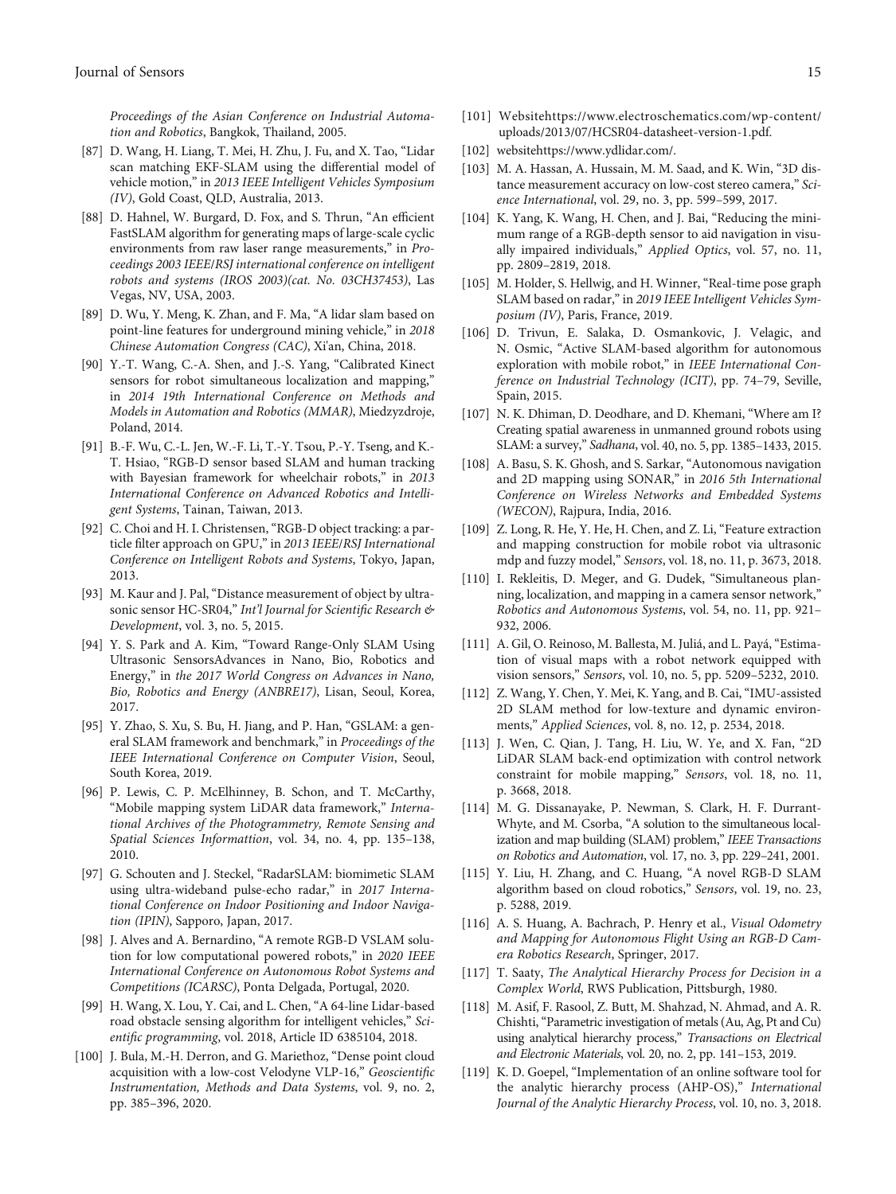*Proceedings of the Asian Conference on Industrial Automation and Robotics*, Bangkok, Thailand, 2005.

[87] D. Wang, H. Liang, T. Mei, H. Zhu, J. Fu, and X. Tao, "Lidar scan matching EKF-SLAM using the differential model of vehicle motion," in *2013 IEEE Intelligent Vehicles Symposium (IV)*, Gold Coast, QLD, Australia, 2013.

[88] D. Hahnel, W. Burgard, D. Fox, and S. Thrun, "An efficient FastSLAM algorithm for generating maps of large-scale cyclic environments from raw laser range measurements," in *Proceedings 2003 IEEE/RSJ international conference on intelligent robots and systems (IROS 2003)(cat. No. 03CH37453)*, Las Vegas, NV, USA, 2003.

[89] D. Wu, Y. Meng, K. Zhan, and F. Ma, "A lidar slam based on point-line features for underground mining vehicle," in *2018 Chinese Automation Congress (CAC)*, Xi'an, China, 2018.

[90] Y.-T. Wang, C.-A. Shen, and J.-S. Yang, "Calibrated Kinect sensors for robot simultaneous localization and mapping," in *2014 19th International Conference on Methods and Models in Automation and Robotics (MMAR)*, Miedzyzdroje, Poland, 2014.

[91] B.-F. Wu, C.-L. Jen, W.-F. Li, T.-Y. Tsou, P.-Y. Tseng, and K.-T. Hsiao, "RGB-D sensor based SLAM and human tracking with Bayesian framework for wheelchair robots," in *2013 International Conference on Advanced Robotics and Intelligent Systems*, Tainan, Taiwan, 2013.

[92] C. Choi and H. I. Christensen, "RGB-D object tracking: a particle filter approach on GPU," in *2013 IEEE/RSJ International Conference on Intelligent Robots and Systems*, Tokyo, Japan, 2013.

[93] M. Kaur and J. Pal, "Distance measurement of object by ultrasonic sensor HC-SR04," *Int'l Journal for Scientific Research & Development*, vol. 3, no. 5, 2015.

[94] Y. S. Park and A. Kim, "Toward Range-Only SLAM Using Ultrasonic SensorsAdvances in Nano, Bio, Robotics and Energy," in *the 2017 World Congress on Advances in Nano, Bio, Robotics and Energy (ANBRE17)*, Lisan, Seoul, Korea, 2017.

[95] Y. Zhao, S. Xu, S. Bu, H. Jiang, and P. Han, "GSLAM: a general SLAM framework and benchmark," in *Proceedings of the IEEE International Conference on Computer Vision*, Seoul, South Korea, 2019.

[96] P. Lewis, C. P. McElhinney, B. Schon, and T. McCarthy, "Mobile mapping system LiDAR data framework," *International Archives of the Photogrammetry, Remote Sensing and Spatial Sciences Informattion*, vol. 34, no. 4, pp. 135–138, 2010.

[97] G. Schouten and J. Steckel, "RadarSLAM: biomimetic SLAM using ultra-wideband pulse-echo radar," in *2017 International Conference on Indoor Positioning and Indoor Navigation (IPIN)*, Sapporo, Japan, 2017.

[98] J. Alves and A. Bernardino, "A remote RGB-D VSLAM solution for low computational powered robots," in *2020 IEEE International Conference on Autonomous Robot Systems and Competitions (ICARSC)*, Ponta Delgada, Portugal, 2020.

[99] H. Wang, X. Lou, Y. Cai, and L. Chen, "A 64-line Lidar-based road obstacle sensing algorithm for intelligent vehicles," *Scientific programming*, vol. 2018, Article ID 6385104, 2018.

[100] J. Bula, M.-H. Derron, and G. Mariethoz, "Dense point cloud acquisition with a low-cost Velodyne VLP-16," *Geoscientific Instrumentation, Methods and Data Systems*, vol. 9, no. 2, pp. 385–396, 2020.

[101] Websitehttps://www.electroschematics.com/wp-content/uploads/2013/07/HCSR04-datasheet-version-1.pdf.

[102] websitehttps://www.ydlidar.com/.

[103] M. A. Hassan, A. Hussain, M. M. Saad, and K. Win, "3D distance measurement accuracy on low-cost stereo camera," *Science International*, vol. 29, no. 3, pp. 599–599, 2017.

[104] K. Yang, K. Wang, H. Chen, and J. Bai, "Reducing the minimum range of a RGB-depth sensor to aid navigation in visually impaired individuals," *Applied Optics*, vol. 57, no. 11, pp. 2809–2819, 2018.

[105] M. Holder, S. Hellwig, and H. Winner, "Real-time pose graph SLAM based on radar," in *2019 IEEE Intelligent Vehicles Symposium (IV)*, Paris, France, 2019.

[106] D. Trivun, E. Salaka, D. Osmankovic, J. Velagic, and N. Osmic, "Active SLAM-based algorithm for autonomous exploration with mobile robot," in *IEEE International Conference on Industrial Technology (ICIT)*, pp. 74–79, Seville, Spain, 2015.

[107] N. K. Dhiman, D. Deodhare, and D. Khemani, "Where am I? Creating spatial awareness in unmanned ground robots using SLAM: a survey," *Sadhana*, vol. 40, no. 5, pp. 1385–1433, 2015.

[108] A. Basu, S. K. Ghosh, and S. Sarkar, "Autonomous navigation and 2D mapping using SONAR," in *2016 5th International Conference on Wireless Networks and Embedded Systems (WECON)*, Rajpura, India, 2016.

[109] Z. Long, R. He, Y. He, H. Chen, and Z. Li, "Feature extraction and mapping construction for mobile robot via ultrasonic mdp and fuzzy model," *Sensors*, vol. 18, no. 11, p. 3673, 2018.

[110] I. Rekleitis, D. Meger, and G. Dudek, "Simultaneous planning, localization, and mapping in a camera sensor network," *Robotics and Autonomous Systems*, vol. 54, no. 11, pp. 921–932, 2006.

[111] A. Gil, O. Reinoso, M. Ballesta, M. Juliá, and L. Payá, "Estimation of visual maps with a robot network equipped with vision sensors," *Sensors*, vol. 10, no. 5, pp. 5209–5232, 2010.

[112] Z. Wang, Y. Chen, Y. Mei, K. Yang, and B. Cai, "IMU-assisted 2D SLAM method for low-texture and dynamic environments," *Applied Sciences*, vol. 8, no. 12, p. 2534, 2018.

[113] J. Wen, C. Qian, J. Tang, H. Liu, W. Ye, and X. Fan, "2D LiDAR SLAM back-end optimization with control network constraint for mobile mapping," *Sensors*, vol. 18, no. 11, p. 3668, 2018.

[114] M. G. Dissanayake, P. Newman, S. Clark, H. F. Durrant-Whyte, and M. Csorba, "A solution to the simultaneous localization and map building (SLAM) problem," *IEEE Transactions on Robotics and Automation*, vol. 17, no. 3, pp. 229–241, 2001.

[115] Y. Liu, H. Zhang, and C. Huang, "A novel RGB-D SLAM algorithm based on cloud robotics," *Sensors*, vol. 19, no. 23, p. 5288, 2019.

[116] A. S. Huang, A. Bachrach, P. Henry et al., *Visual Odometry and Mapping for Autonomous Flight Using an RGB-D Camera Robotics Research*, Springer, 2017.

[117] T. Saaty, *The Analytical Hierarchy Process for Decision in a Complex World*, RWS Publication, Pittsburgh, 1980.

[118] M. Asif, F. Rasool, Z. Butt, M. Shahzad, N. Ahmad, and A. R. Chishti, "Parametric investigation of metals (Au, Ag, Pt and Cu) using analytical hierarchy process," *Transactions on Electrical and Electronic Materials*, vol. 20, no. 2, pp. 141–153, 2019.

[119] K. D. Goepel, "Implementation of an online software tool for the analytic hierarchy process (AHP-OS)," *International Journal of the Analytic Hierarchy Process*, vol. 10, no. 3, 2018.